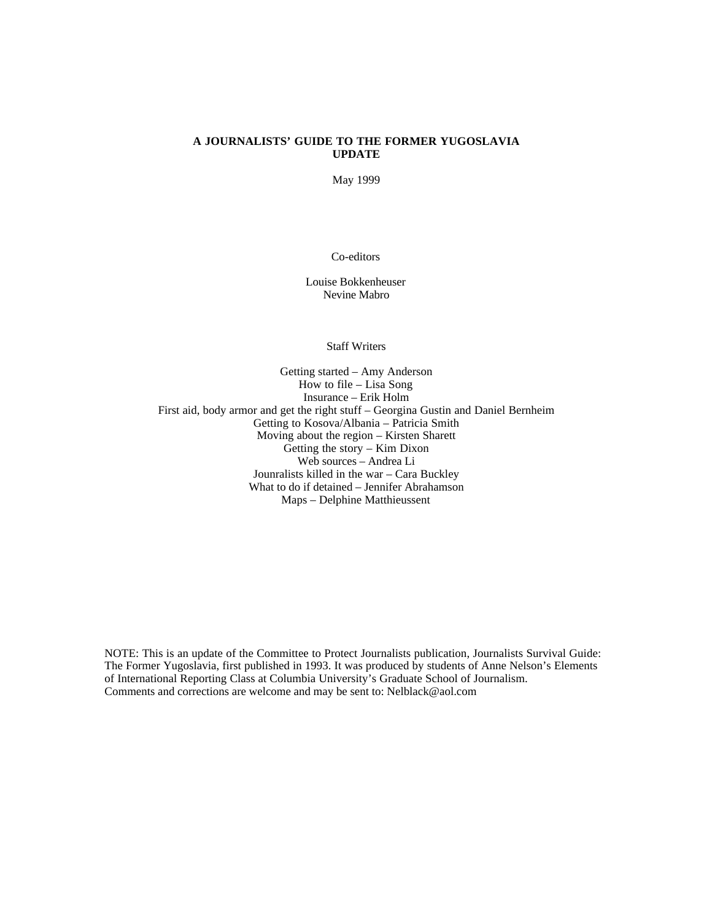# A JOURNALISTS' GUIDE TO THE FORMER YUGOSLAVIA
# UPDATE

May 1999

Co-editors

Louise Bokkenheuser
Nevine Mabro

Staff Writers

Getting started – Amy Anderson
How to file – Lisa Song
Insurance – Erik Holm
First aid, body armor and get the right stuff – Georgina Gustin and Daniel Bernheim
Getting to Kosova/Albania – Patricia Smith
Moving about the region – Kirsten Sharett
Getting the story – Kim Dixon
Web sources – Andrea Li
Jounralists killed in the war – Cara Buckley
What to do if detained – Jennifer Abrahamson
Maps – Delphine Matthieussent

NOTE: This is an update of the Committee to Protect Journalists publication, Journalists Survival Guide: The Former Yugoslavia, first published in 1993. It was produced by students of Anne Nelson's Elements of International Reporting Class at Columbia University's Graduate School of Journalism. Comments and corrections are welcome and may be sent to: Nelblack@aol.com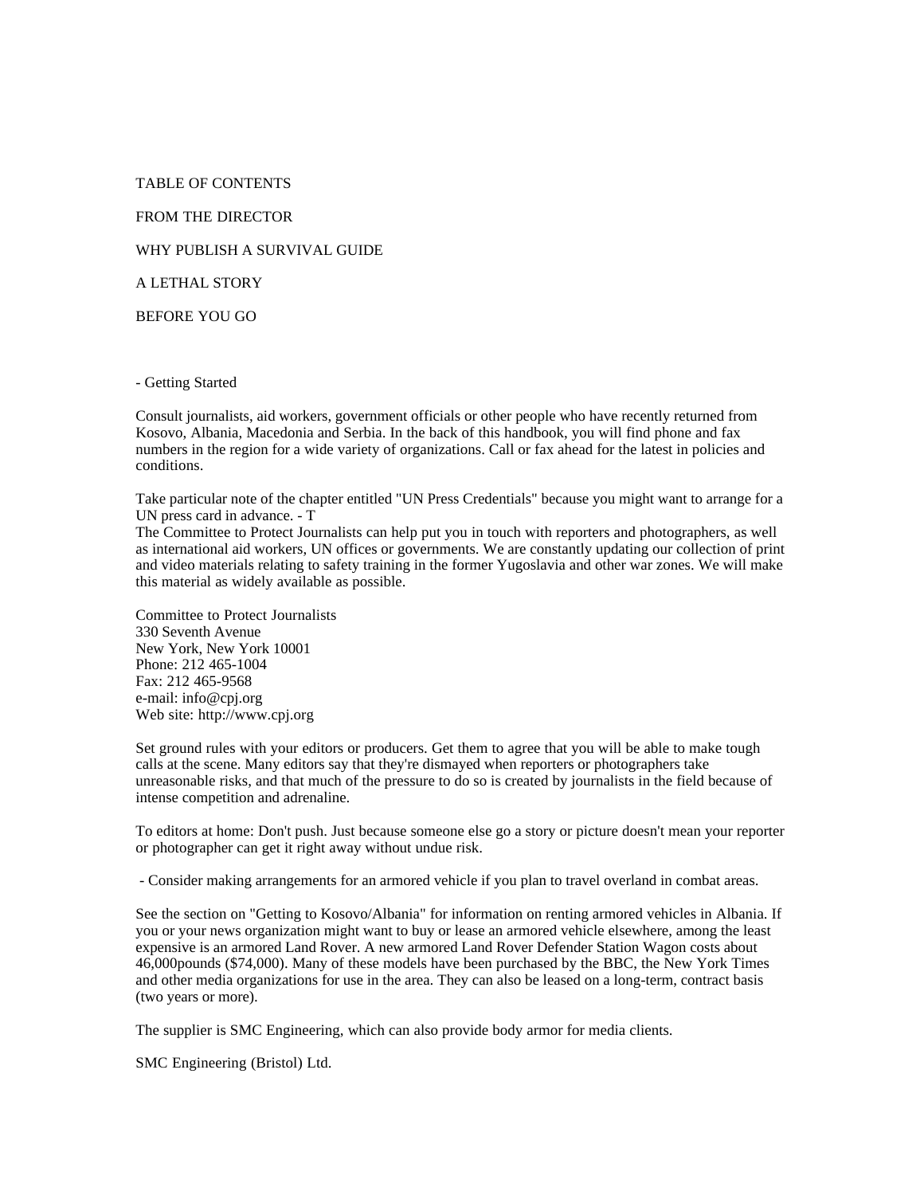TABLE OF CONTENTS

FROM THE DIRECTOR

WHY PUBLISH A SURVIVAL GUIDE

A LETHAL STORY

BEFORE YOU GO

- Getting Started

Consult journalists, aid workers, government officials or other people who have recently returned from Kosovo, Albania, Macedonia and Serbia. In the back of this handbook, you will find phone and fax numbers in the region for a wide variety of organizations. Call or fax ahead for the latest in policies and conditions.

Take particular note of the chapter entitled "UN Press Credentials" because you might want to arrange for a UN press card in advance. - T
The Committee to Protect Journalists can help put you in touch with reporters and photographers, as well as international aid workers, UN offices or governments. We are constantly updating our collection of print and video materials relating to safety training in the former Yugoslavia and other war zones. We will make this material as widely available as possible.

Committee to Protect Journalists
330 Seventh Avenue
New York, New York 10001
Phone: 212 465-1004
Fax: 212 465-9568
e-mail: info@cpj.org
Web site: http://www.cpj.org

Set ground rules with your editors or producers. Get them to agree that you will be able to make tough calls at the scene. Many editors say that they're dismayed when reporters or photographers take unreasonable risks, and that much of the pressure to do so is created by journalists in the field because of intense competition and adrenaline.

To editors at home: Don't push. Just because someone else go a story or picture doesn't mean your reporter or photographer can get it right away without undue risk.

- Consider making arrangements for an armored vehicle if you plan to travel overland in combat areas.

See the section on "Getting to Kosovo/Albania" for information on renting armored vehicles in Albania. If you or your news organization might want to buy or lease an armored vehicle elsewhere, among the least expensive is an armored Land Rover. A new armored Land Rover Defender Station Wagon costs about 46,000pounds ($74,000). Many of these models have been purchased by the BBC, the New York Times and other media organizations for use in the area. They can also be leased on a long-term, contract basis (two years or more).

The supplier is SMC Engineering, which can also provide body armor for media clients.

SMC Engineering (Bristol) Ltd.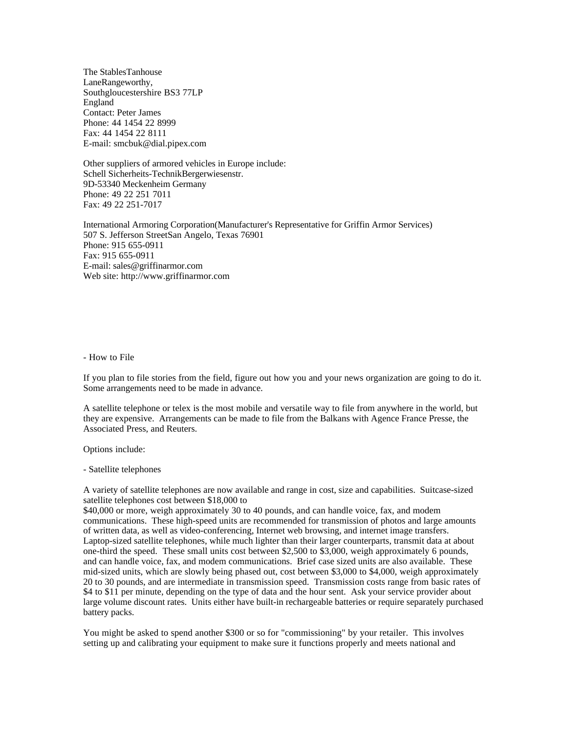The StablesTanhouse
LaneRangeworthy,
Southgloucestershire BS3 77LP
England
Contact: Peter James
Phone: 44 1454 22 8999
Fax: 44 1454 22 8111
E-mail: smcbuk@dial.pipex.com

Other suppliers of armored vehicles in Europe include:
Schell Sicherheits-TechnikBergerwiesenstr.
9D-53340 Meckenheim Germany
Phone: 49 22 251 7011
Fax: 49 22 251-7017

International Armoring Corporation(Manufacturer's Representative for Griffin Armor Services)
507 S. Jefferson StreetSan Angelo, Texas 76901
Phone: 915 655-0911
Fax: 915 655-0911
E-mail: sales@griffinarmor.com
Web site: http://www.griffinarmor.com

- How to File

If you plan to file stories from the field, figure out how you and your news organization are going to do it. Some arrangements need to be made in advance.

A satellite telephone or telex is the most mobile and versatile way to file from anywhere in the world, but they are expensive. Arrangements can be made to file from the Balkans with Agence France Presse, the Associated Press, and Reuters.

Options include:

- Satellite telephones

A variety of satellite telephones are now available and range in cost, size and capabilities. Suitcase-sized satellite telephones cost between $18,000 to
$40,000 or more, weigh approximately 30 to 40 pounds, and can handle voice, fax, and modem communications. These high-speed units are recommended for transmission of photos and large amounts of written data, as well as video-conferencing, Internet web browsing, and internet image transfers. Laptop-sized satellite telephones, while much lighter than their larger counterparts, transmit data at about one-third the speed. These small units cost between $2,500 to $3,000, weigh approximately 6 pounds, and can handle voice, fax, and modem communications. Brief case sized units are also available. These mid-sized units, which are slowly being phased out, cost between $3,000 to $4,000, weigh approximately 20 to 30 pounds, and are intermediate in transmission speed. Transmission costs range from basic rates of $4 to $11 per minute, depending on the type of data and the hour sent. Ask your service provider about large volume discount rates. Units either have built-in rechargeable batteries or require separately purchased battery packs.

You might be asked to spend another $300 or so for "commissioning" by your retailer. This involves setting up and calibrating your equipment to make sure it functions properly and meets national and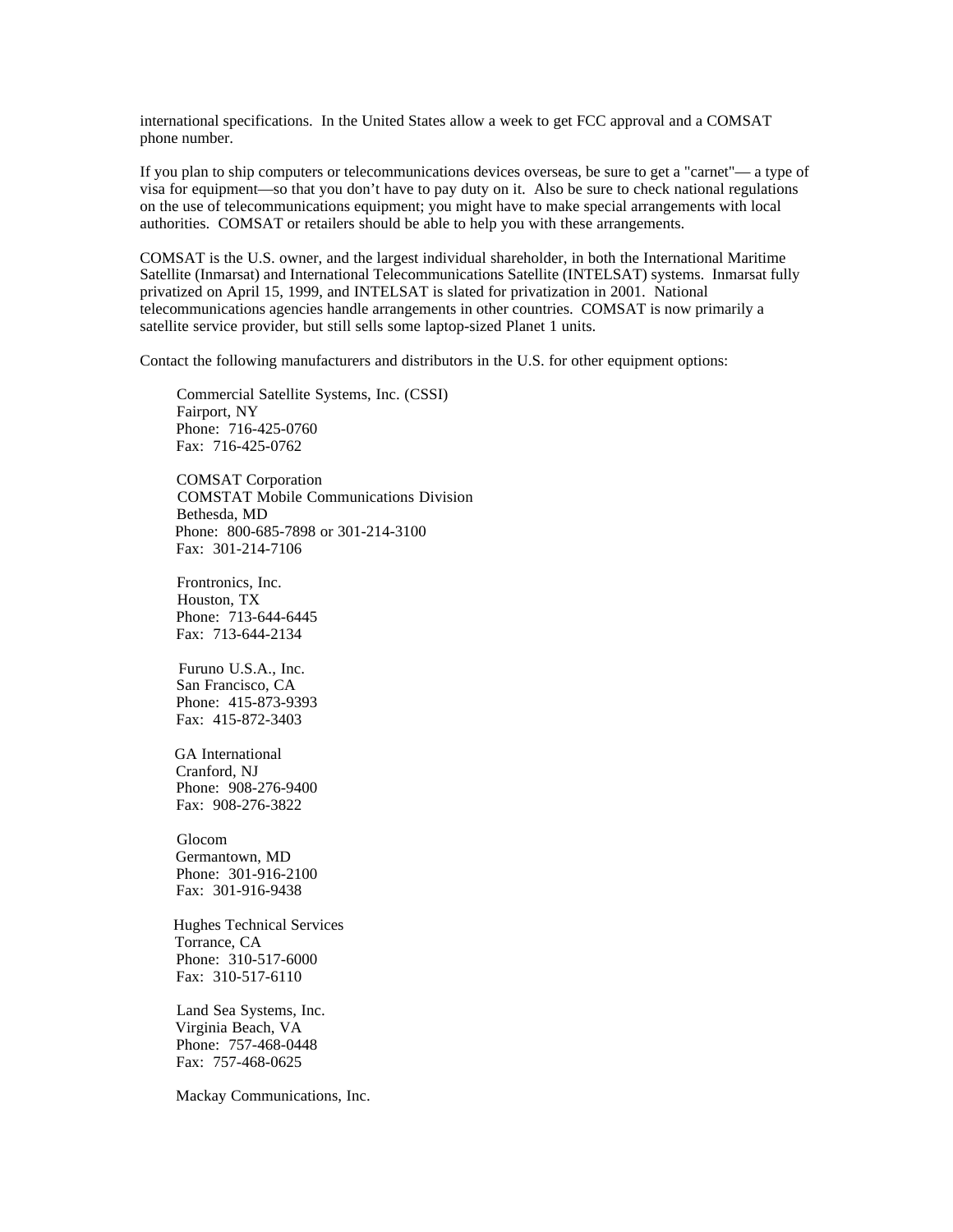international specifications. In the United States allow a week to get FCC approval and a COMSAT phone number.

If you plan to ship computers or telecommunications devices overseas, be sure to get a "carnet"— a type of visa for equipment—so that you don't have to pay duty on it. Also be sure to check national regulations on the use of telecommunications equipment; you might have to make special arrangements with local authorities. COMSAT or retailers should be able to help you with these arrangements.

COMSAT is the U.S. owner, and the largest individual shareholder, in both the International Maritime Satellite (Inmarsat) and International Telecommunications Satellite (INTELSAT) systems. Inmarsat fully privatized on April 15, 1999, and INTELSAT is slated for privatization in 2001. National telecommunications agencies handle arrangements in other countries. COMSAT is now primarily a satellite service provider, but still sells some laptop-sized Planet 1 units.

Contact the following manufacturers and distributors in the U.S. for other equipment options:

Commercial Satellite Systems, Inc. (CSSI)
Fairport, NY
Phone: 716-425-0760
Fax: 716-425-0762

COMSAT Corporation
COMSTAT Mobile Communications Division
Bethesda, MD
Phone: 800-685-7898 or 301-214-3100
Fax: 301-214-7106

Frontronics, Inc.
Houston, TX
Phone: 713-644-6445
Fax: 713-644-2134

Furuno U.S.A., Inc.
San Francisco, CA
Phone: 415-873-9393
Fax: 415-872-3403

GA International
Cranford, NJ
Phone: 908-276-9400
Fax: 908-276-3822

Glocom
Germantown, MD
Phone: 301-916-2100
Fax: 301-916-9438

Hughes Technical Services
Torrance, CA
Phone: 310-517-6000
Fax: 310-517-6110

Land Sea Systems, Inc.
Virginia Beach, VA
Phone: 757-468-0448
Fax: 757-468-0625

Mackay Communications, Inc.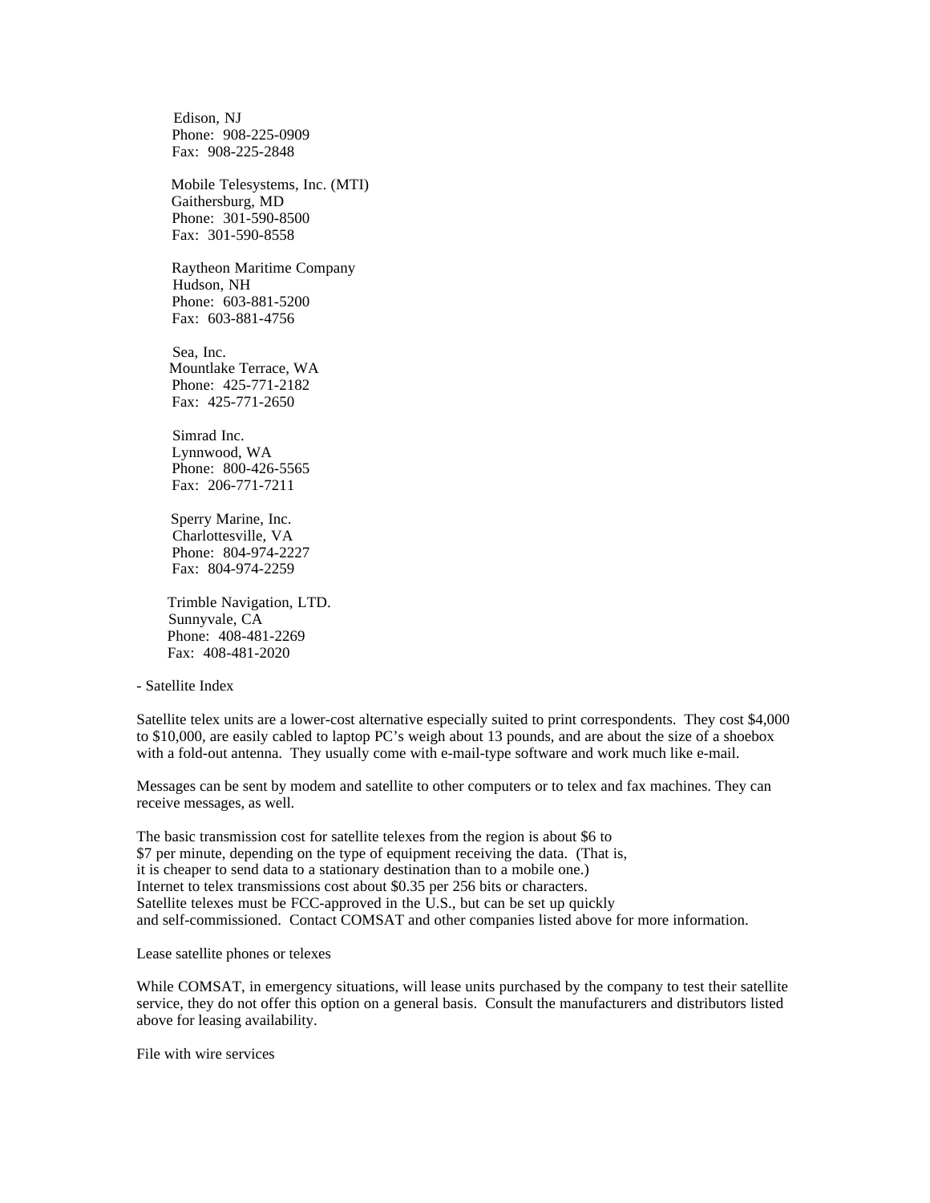Edison, NJ
Phone: 908-225-0909
Fax: 908-225-2848

Mobile Telesystems, Inc. (MTI)
Gaithersburg, MD
Phone: 301-590-8500
Fax: 301-590-8558

Raytheon Maritime Company
Hudson, NH
Phone: 603-881-5200
Fax: 603-881-4756

Sea, Inc.
Mountlake Terrace, WA
Phone: 425-771-2182
Fax: 425-771-2650

Simrad Inc.
Lynnwood, WA
Phone: 800-426-5565
Fax: 206-771-7211

Sperry Marine, Inc.
Charlottesville, VA
Phone: 804-974-2227
Fax: 804-974-2259

Trimble Navigation, LTD.
Sunnyvale, CA
Phone: 408-481-2269
Fax: 408-481-2020

- Satellite Index

Satellite telex units are a lower-cost alternative especially suited to print correspondents. They cost $4,000 to $10,000, are easily cabled to laptop PC's weigh about 13 pounds, and are about the size of a shoebox with a fold-out antenna. They usually come with e-mail-type software and work much like e-mail.

Messages can be sent by modem and satellite to other computers or to telex and fax machines. They can receive messages, as well.

The basic transmission cost for satellite telexes from the region is about $6 to $7 per minute, depending on the type of equipment receiving the data. (That is, it is cheaper to send data to a stationary destination than to a mobile one.) Internet to telex transmissions cost about $0.35 per 256 bits or characters. Satellite telexes must be FCC-approved in the U.S., but can be set up quickly and self-commissioned. Contact COMSAT and other companies listed above for more information.

Lease satellite phones or telexes

While COMSAT, in emergency situations, will lease units purchased by the company to test their satellite service, they do not offer this option on a general basis. Consult the manufacturers and distributors listed above for leasing availability.

File with wire services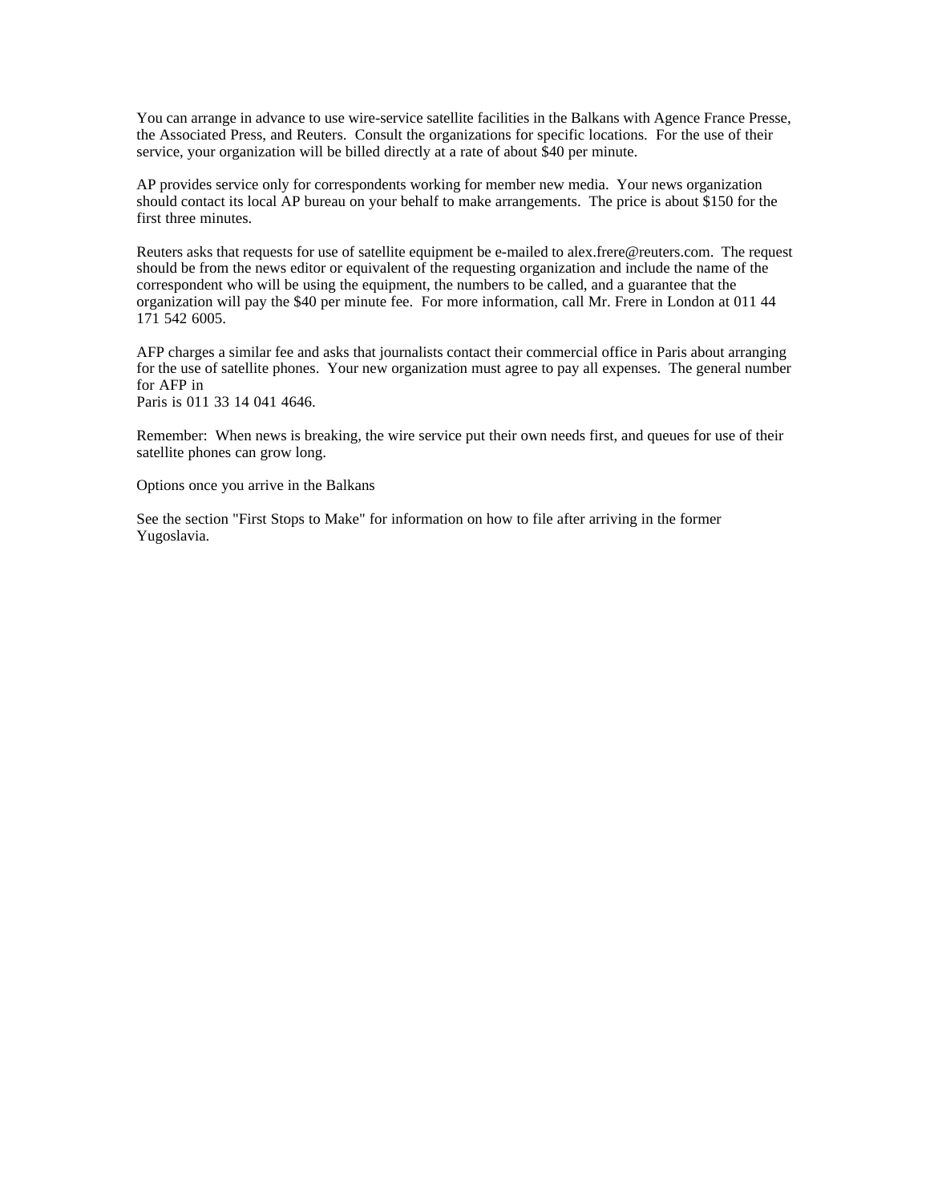You can arrange in advance to use wire-service satellite facilities in the Balkans with Agence France Presse, the Associated Press, and Reuters. Consult the organizations for specific locations. For the use of their service, your organization will be billed directly at a rate of about $40 per minute.

AP provides service only for correspondents working for member new media. Your news organization should contact its local AP bureau on your behalf to make arrangements. The price is about $150 for the first three minutes.

Reuters asks that requests for use of satellite equipment be e-mailed to alex.frere@reuters.com. The request should be from the news editor or equivalent of the requesting organization and include the name of the correspondent who will be using the equipment, the numbers to be called, and a guarantee that the organization will pay the $40 per minute fee. For more information, call Mr. Frere in London at 011 44 171 542 6005.

AFP charges a similar fee and asks that journalists contact their commercial office in Paris about arranging for the use of satellite phones. Your new organization must agree to pay all expenses. The general number for AFP in Paris is 011 33 14 041 4646.

Remember: When news is breaking, the wire service put their own needs first, and queues for use of their satellite phones can grow long.

Options once you arrive in the Balkans

See the section "First Stops to Make" for information on how to file after arriving in the former Yugoslavia.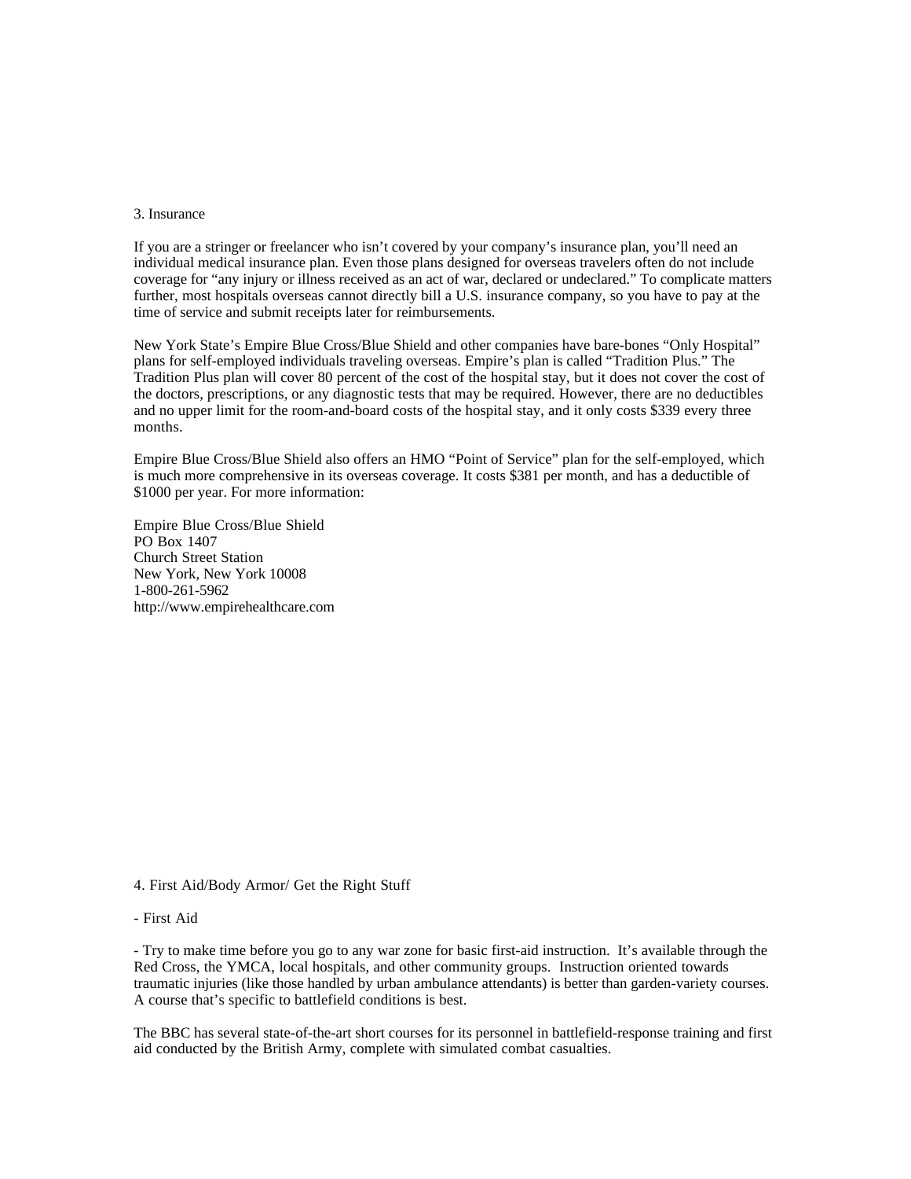## 3. Insurance

If you are a stringer or freelancer who isn't covered by your company's insurance plan, you'll need an individual medical insurance plan. Even those plans designed for overseas travelers often do not include coverage for "any injury or illness received as an act of war, declared or undeclared." To complicate matters further, most hospitals overseas cannot directly bill a U.S. insurance company, so you have to pay at the time of service and submit receipts later for reimbursements.

New York State's Empire Blue Cross/Blue Shield and other companies have bare-bones "Only Hospital" plans for self-employed individuals traveling overseas. Empire's plan is called "Tradition Plus." The Tradition Plus plan will cover 80 percent of the cost of the hospital stay, but it does not cover the cost of the doctors, prescriptions, or any diagnostic tests that may be required. However, there are no deductibles and no upper limit for the room-and-board costs of the hospital stay, and it only costs $339 every three months.

Empire Blue Cross/Blue Shield also offers an HMO "Point of Service" plan for the self-employed, which is much more comprehensive in its overseas coverage. It costs $381 per month, and has a deductible of $1000 per year. For more information:

Empire Blue Cross/Blue Shield
PO Box 1407
Church Street Station
New York, New York 10008
1-800-261-5962
http://www.empirehealthcare.com

## 4. First Aid/Body Armor/ Get the Right Stuff

- First Aid

- Try to make time before you go to any war zone for basic first-aid instruction. It's available through the Red Cross, the YMCA, local hospitals, and other community groups. Instruction oriented towards traumatic injuries (like those handled by urban ambulance attendants) is better than garden-variety courses. A course that's specific to battlefield conditions is best.

The BBC has several state-of-the-art short courses for its personnel in battlefield-response training and first aid conducted by the British Army, complete with simulated combat casualties.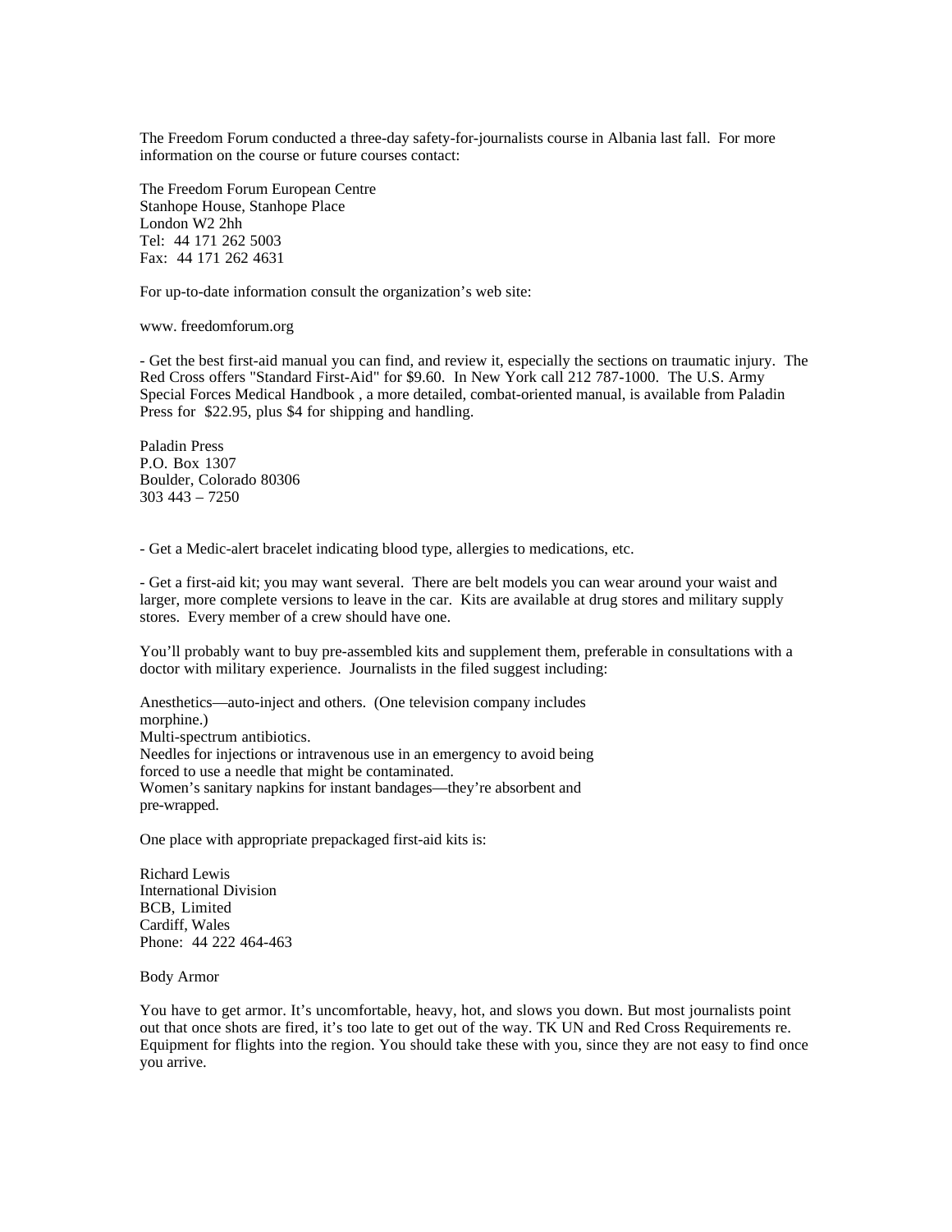The Freedom Forum conducted a three-day safety-for-journalists course in Albania last fall. For more information on the course or future courses contact:

The Freedom Forum European Centre
Stanhope House, Stanhope Place
London W2 2hh
Tel: 44 171 262 5003
Fax: 44 171 262 4631

For up-to-date information consult the organization's web site:

www. freedomforum.org

- Get the best first-aid manual you can find, and review it, especially the sections on traumatic injury. The Red Cross offers "Standard First-Aid" for $9.60. In New York call 212 787-1000. The U.S. Army Special Forces Medical Handbook , a more detailed, combat-oriented manual, is available from Paladin Press for $22.95, plus $4 for shipping and handling.

Paladin Press
P.O. Box 1307
Boulder, Colorado 80306
303 443 – 7250

- Get a Medic-alert bracelet indicating blood type, allergies to medications, etc.

- Get a first-aid kit; you may want several. There are belt models you can wear around your waist and larger, more complete versions to leave in the car. Kits are available at drug stores and military supply stores. Every member of a crew should have one.

You'll probably want to buy pre-assembled kits and supplement them, preferable in consultations with a doctor with military experience. Journalists in the filed suggest including:

Anesthetics—auto-inject and others. (One television company includes morphine.)
Multi-spectrum antibiotics.
Needles for injections or intravenous use in an emergency to avoid being forced to use a needle that might be contaminated.
Women's sanitary napkins for instant bandages—they're absorbent and pre-wrapped.

One place with appropriate prepackaged first-aid kits is:

Richard Lewis
International Division
BCB, Limited
Cardiff, Wales
Phone: 44 222 464-463

Body Armor

You have to get armor. It's uncomfortable, heavy, hot, and slows you down. But most journalists point out that once shots are fired, it's too late to get out of the way. TK UN and Red Cross Requirements re. Equipment for flights into the region. You should take these with you, since they are not easy to find once you arrive.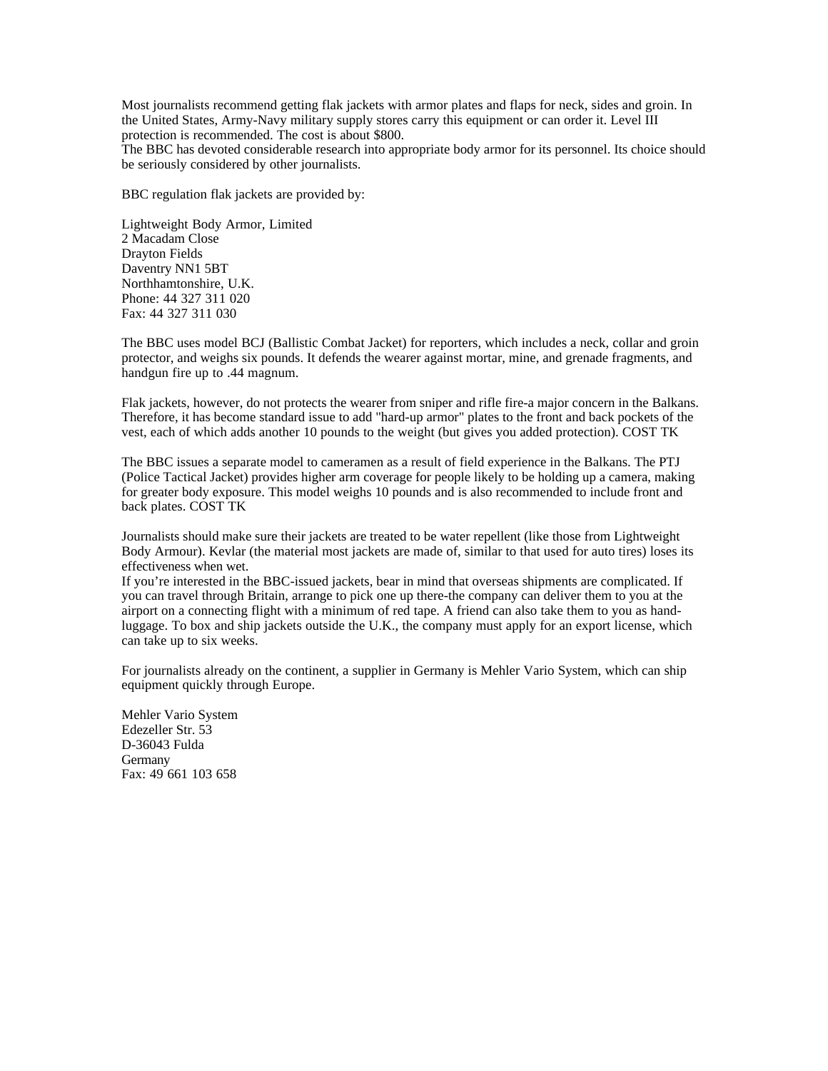Most journalists recommend getting flak jackets with armor plates and flaps for neck, sides and groin. In the United States, Army-Navy military supply stores carry this equipment or can order it. Level III protection is recommended. The cost is about $800.
The BBC has devoted considerable research into appropriate body armor for its personnel. Its choice should be seriously considered by other journalists.

BBC regulation flak jackets are provided by:

Lightweight Body Armor, Limited
2 Macadam Close
Drayton Fields
Daventry NN1 5BT
Northhamtonshire, U.K.
Phone: 44 327 311 020
Fax: 44 327 311 030

The BBC uses model BCJ (Ballistic Combat Jacket) for reporters, which includes a neck, collar and groin protector, and weighs six pounds. It defends the wearer against mortar, mine, and grenade fragments, and handgun fire up to .44 magnum.

Flak jackets, however, do not protects the wearer from sniper and rifle fire-a major concern in the Balkans. Therefore, it has become standard issue to add "hard-up armor" plates to the front and back pockets of the vest, each of which adds another 10 pounds to the weight (but gives you added protection). COST TK

The BBC issues a separate model to cameramen as a result of field experience in the Balkans. The PTJ (Police Tactical Jacket) provides higher arm coverage for people likely to be holding up a camera, making for greater body exposure. This model weighs 10 pounds and is also recommended to include front and back plates. COST TK

Journalists should make sure their jackets are treated to be water repellent (like those from Lightweight Body Armour). Kevlar (the material most jackets are made of, similar to that used for auto tires) loses its effectiveness when wet.
If you're interested in the BBC-issued jackets, bear in mind that overseas shipments are complicated. If you can travel through Britain, arrange to pick one up there-the company can deliver them to you at the airport on a connecting flight with a minimum of red tape. A friend can also take them to you as hand-luggage. To box and ship jackets outside the U.K., the company must apply for an export license, which can take up to six weeks.

For journalists already on the continent, a supplier in Germany is Mehler Vario System, which can ship equipment quickly through Europe.

Mehler Vario System
Edezeller Str. 53
D-36043 Fulda
Germany
Fax: 49 661 103 658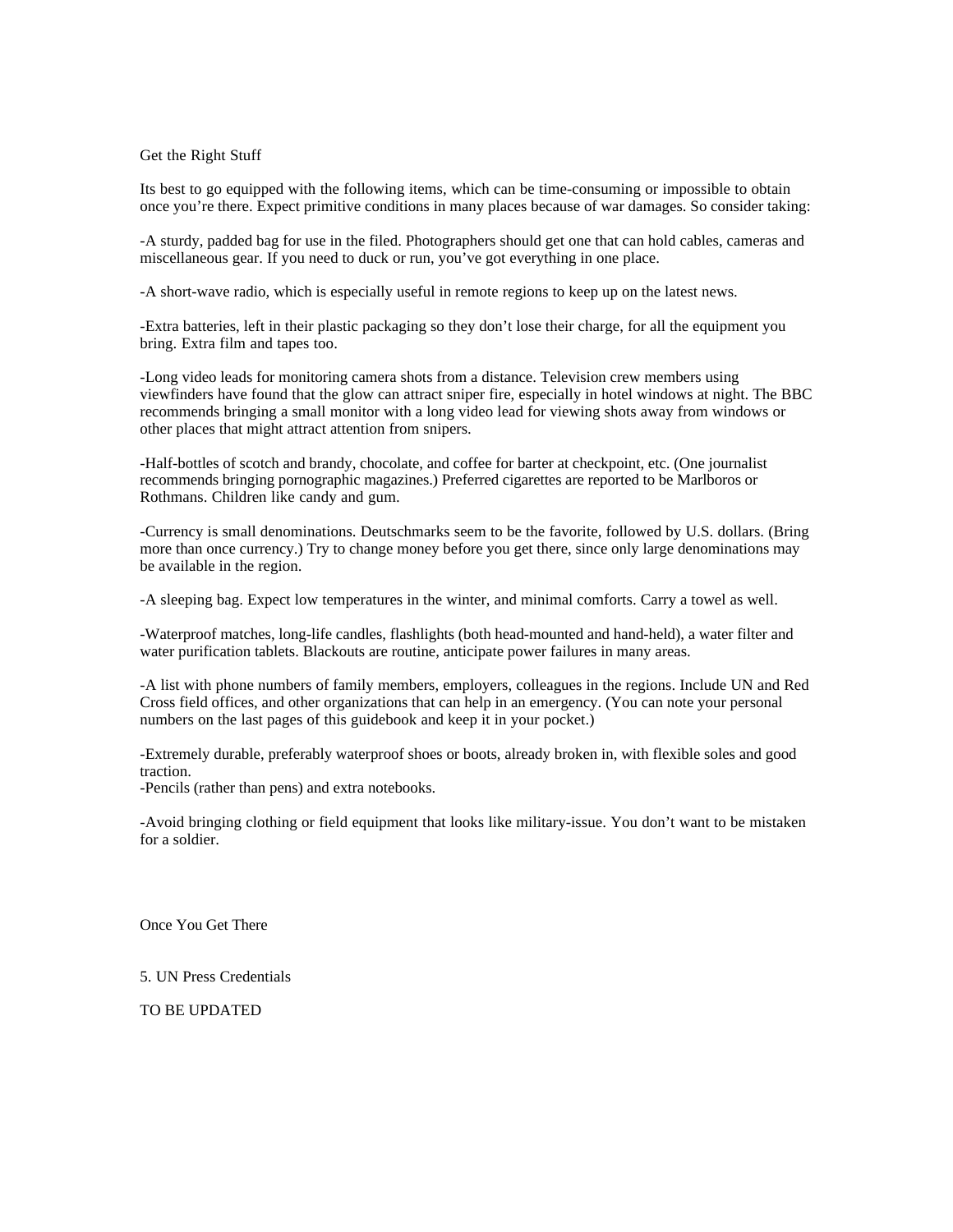## Get the Right Stuff

Its best to go equipped with the following items, which can be time-consuming or impossible to obtain once you're there. Expect primitive conditions in many places because of war damages. So consider taking:

-A sturdy, padded bag for use in the filed. Photographers should get one that can hold cables, cameras and miscellaneous gear. If you need to duck or run, you've got everything in one place.

-A short-wave radio, which is especially useful in remote regions to keep up on the latest news.

-Extra batteries, left in their plastic packaging so they don't lose their charge, for all the equipment you bring. Extra film and tapes too.

-Long video leads for monitoring camera shots from a distance. Television crew members using viewfinders have found that the glow can attract sniper fire, especially in hotel windows at night. The BBC recommends bringing a small monitor with a long video lead for viewing shots away from windows or other places that might attract attention from snipers.

-Half-bottles of scotch and brandy, chocolate, and coffee for barter at checkpoint, etc. (One journalist recommends bringing pornographic magazines.) Preferred cigarettes are reported to be Marlboros or Rothmans. Children like candy and gum.

-Currency is small denominations. Deutschmarks seem to be the favorite, followed by U.S. dollars. (Bring more than once currency.) Try to change money before you get there, since only large denominations may be available in the region.

-A sleeping bag. Expect low temperatures in the winter, and minimal comforts. Carry a towel as well.

-Waterproof matches, long-life candles, flashlights (both head-mounted and hand-held), a water filter and water purification tablets. Blackouts are routine, anticipate power failures in many areas.

-A list with phone numbers of family members, employers, colleagues in the regions. Include UN and Red Cross field offices, and other organizations that can help in an emergency. (You can note your personal numbers on the last pages of this guidebook and keep it in your pocket.)

-Extremely durable, preferably waterproof shoes or boots, already broken in, with flexible soles and good traction.
-Pencils (rather than pens) and extra notebooks.

-Avoid bringing clothing or field equipment that looks like military-issue. You don't want to be mistaken for a soldier.

## Once You Get There

### 5. UN Press Credentials

TO BE UPDATED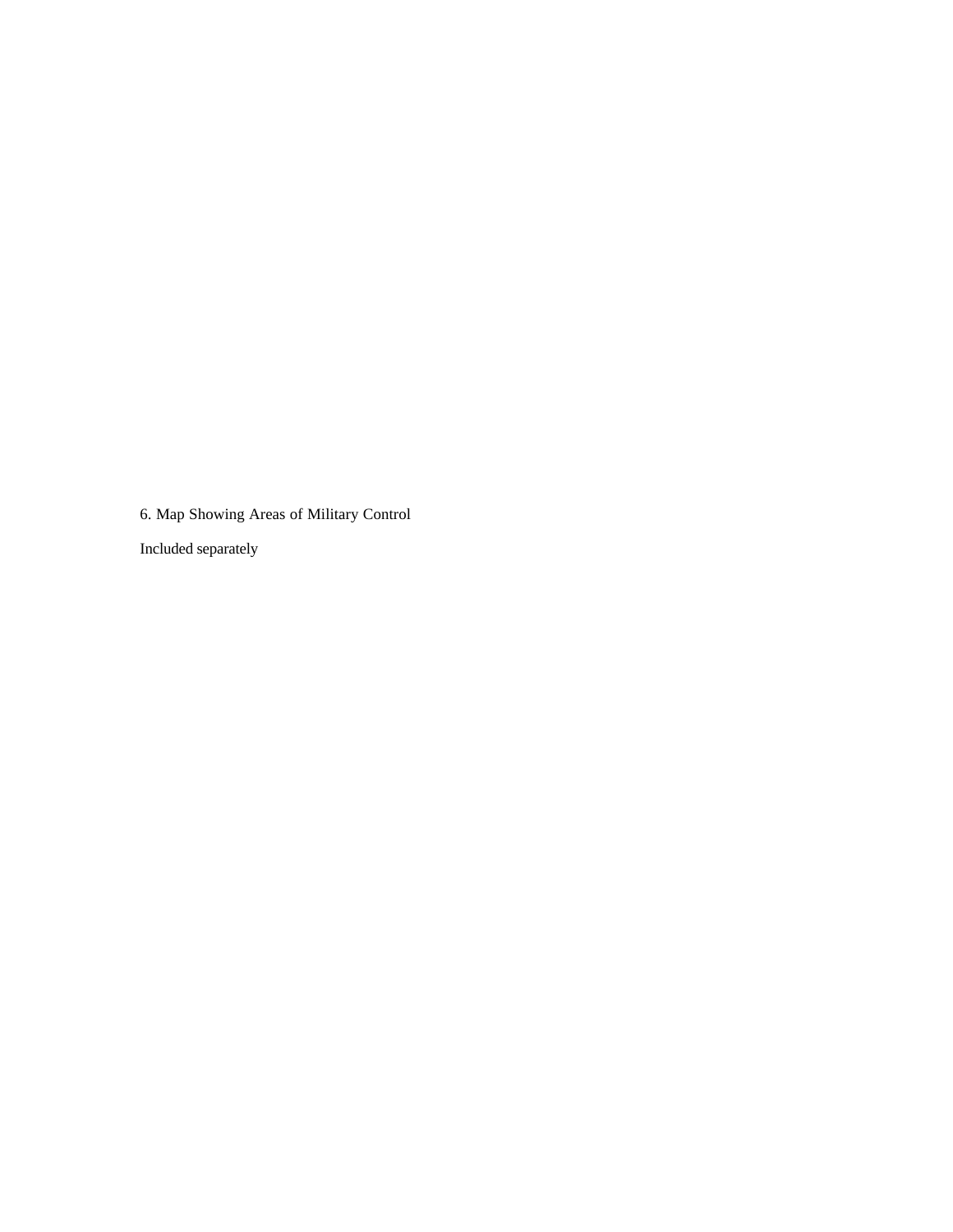6. Map Showing Areas of Military Control

Included separately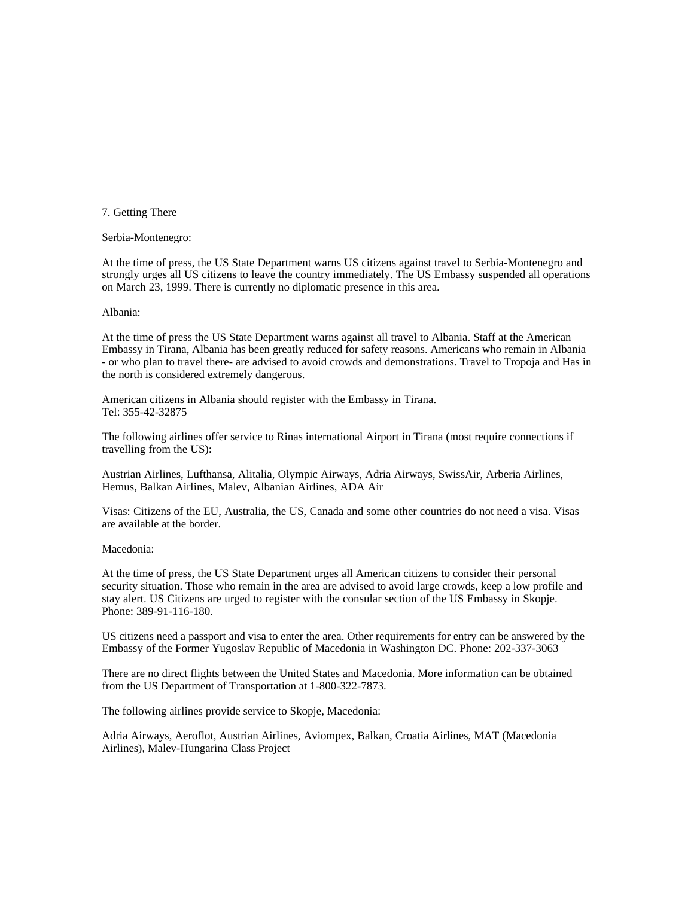## 7. Getting There

Serbia-Montenegro:

At the time of press, the US State Department warns US citizens against travel to Serbia-Montenegro and strongly urges all US citizens to leave the country immediately. The US Embassy suspended all operations on March 23, 1999. There is currently no diplomatic presence in this area.

Albania:

At the time of press the US State Department warns against all travel to Albania. Staff at the American Embassy in Tirana, Albania has been greatly reduced for safety reasons. Americans who remain in Albania - or who plan to travel there- are advised to avoid crowds and demonstrations. Travel to Tropoja and Has in the north is considered extremely dangerous.

American citizens in Albania should register with the Embassy in Tirana.
Tel: 355-42-32875

The following airlines offer service to Rinas international Airport in Tirana (most require connections if travelling from the US):

Austrian Airlines, Lufthansa, Alitalia, Olympic Airways, Adria Airways, SwissAir, Arberia Airlines, Hemus, Balkan Airlines, Malev, Albanian Airlines, ADA Air

Visas: Citizens of the EU, Australia, the US, Canada and some other countries do not need a visa. Visas are available at the border.

Macedonia:

At the time of press, the US State Department urges all American citizens to consider their personal security situation. Those who remain in the area are advised to avoid large crowds, keep a low profile and stay alert. US Citizens are urged to register with the consular section of the US Embassy in Skopje. Phone: 389-91-116-180.

US citizens need a passport and visa to enter the area. Other requirements for entry can be answered by the Embassy of the Former Yugoslav Republic of Macedonia in Washington DC. Phone: 202-337-3063

There are no direct flights between the United States and Macedonia. More information can be obtained from the US Department of Transportation at 1-800-322-7873.

The following airlines provide service to Skopje, Macedonia:

Adria Airways, Aeroflot, Austrian Airlines, Aviompex, Balkan, Croatia Airlines, MAT (Macedonia Airlines), Malev-Hungarina Class Project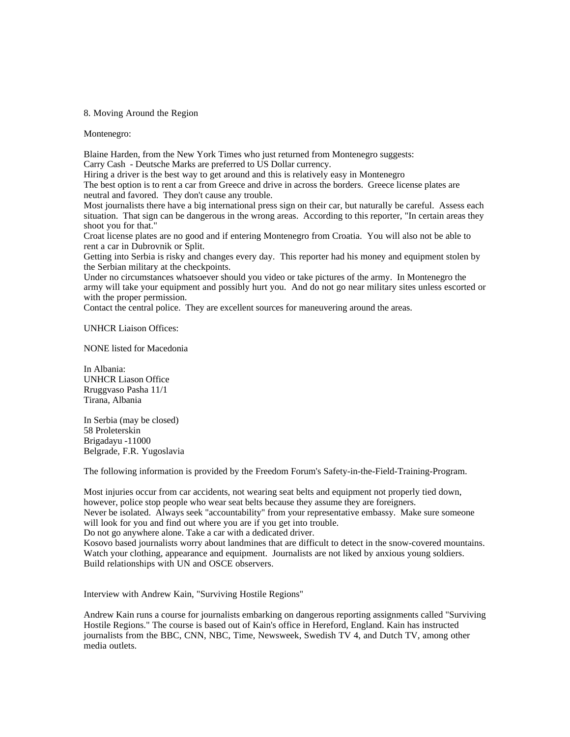## 8. Moving Around the Region

Montenegro:

Blaine Harden, from the New York Times who just returned from Montenegro suggests:
Carry Cash - Deutsche Marks are preferred to US Dollar currency.
Hiring a driver is the best way to get around and this is relatively easy in Montenegro
The best option is to rent a car from Greece and drive in across the borders. Greece license plates are neutral and favored. They don't cause any trouble.
Most journalists there have a big international press sign on their car, but naturally be careful. Assess each situation. That sign can be dangerous in the wrong areas. According to this reporter, "In certain areas they shoot you for that."
Croat license plates are no good and if entering Montenegro from Croatia. You will also not be able to rent a car in Dubrovnik or Split.
Getting into Serbia is risky and changes every day. This reporter had his money and equipment stolen by the Serbian military at the checkpoints.
Under no circumstances whatsoever should you video or take pictures of the army. In Montenegro the army will take your equipment and possibly hurt you. And do not go near military sites unless escorted or with the proper permission.
Contact the central police. They are excellent sources for maneuvering around the areas.

UNHCR Liaison Offices:

NONE listed for Macedonia

In Albania:
UNHCR Liason Office
Rruggvaso Pasha 11/1
Tirana, Albania

In Serbia (may be closed)
58 Proleterskin
Brigadayu -11000
Belgrade, F.R. Yugoslavia

The following information is provided by the Freedom Forum's Safety-in-the-Field-Training-Program.

Most injuries occur from car accidents, not wearing seat belts and equipment not properly tied down, however, police stop people who wear seat belts because they assume they are foreigners.
Never be isolated. Always seek "accountability" from your representative embassy. Make sure someone will look for you and find out where you are if you get into trouble.
Do not go anywhere alone. Take a car with a dedicated driver.
Kosovo based journalists worry about landmines that are difficult to detect in the snow-covered mountains.
Watch your clothing, appearance and equipment. Journalists are not liked by anxious young soldiers.
Build relationships with UN and OSCE observers.

Interview with Andrew Kain, "Surviving Hostile Regions"

Andrew Kain runs a course for journalists embarking on dangerous reporting assignments called "Surviving Hostile Regions." The course is based out of Kain's office in Hereford, England. Kain has instructed journalists from the BBC, CNN, NBC, Time, Newsweek, Swedish TV 4, and Dutch TV, among other media outlets.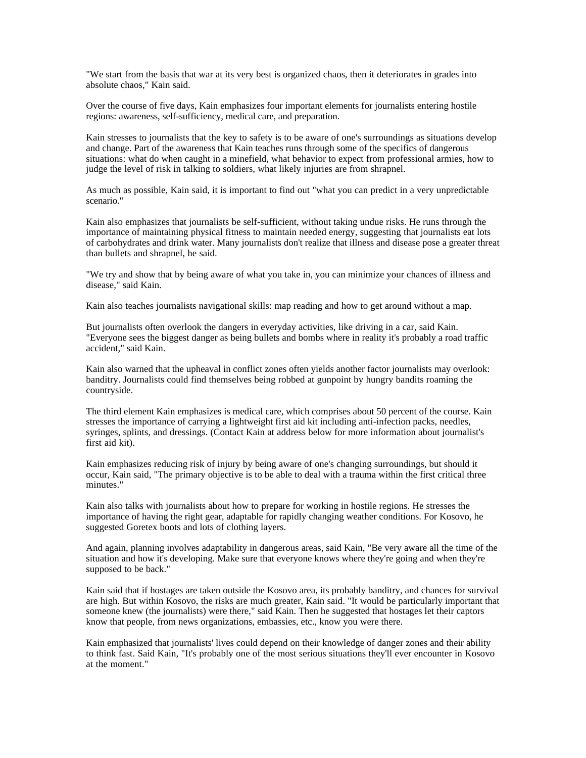"We start from the basis that war at its very best is organized chaos, then it deteriorates in grades into absolute chaos," Kain said.

Over the course of five days, Kain emphasizes four important elements for journalists entering hostile regions: awareness, self-sufficiency, medical care, and preparation.

Kain stresses to journalists that the key to safety is to be aware of one's surroundings as situations develop and change. Part of the awareness that Kain teaches runs through some of the specifics of dangerous situations: what do when caught in a minefield, what behavior to expect from professional armies, how to judge the level of risk in talking to soldiers, what likely injuries are from shrapnel.

As much as possible, Kain said, it is important to find out "what you can predict in a very unpredictable scenario."

Kain also emphasizes that journalists be self-sufficient, without taking undue risks. He runs through the importance of maintaining physical fitness to maintain needed energy, suggesting that journalists eat lots of carbohydrates and drink water. Many journalists don't realize that illness and disease pose a greater threat than bullets and shrapnel, he said.

"We try and show that by being aware of what you take in, you can minimize your chances of illness and disease," said Kain.

Kain also teaches journalists navigational skills: map reading and how to get around without a map.

But journalists often overlook the dangers in everyday activities, like driving in a car, said Kain. "Everyone sees the biggest danger as being bullets and bombs where in reality it's probably a road traffic accident," said Kain.

Kain also warned that the upheaval in conflict zones often yields another factor journalists may overlook: banditry. Journalists could find themselves being robbed at gunpoint by hungry bandits roaming the countryside.

The third element Kain emphasizes is medical care, which comprises about 50 percent of the course. Kain stresses the importance of carrying a lightweight first aid kit including anti-infection packs, needles, syringes, splints, and dressings. (Contact Kain at address below for more information about journalist's first aid kit).

Kain emphasizes reducing risk of injury by being aware of one's changing surroundings, but should it occur, Kain said, "The primary objective is to be able to deal with a trauma within the first critical three minutes."

Kain also talks with journalists about how to prepare for working in hostile regions. He stresses the importance of having the right gear, adaptable for rapidly changing weather conditions. For Kosovo, he suggested Goretex boots and lots of clothing layers.

And again, planning involves adaptability in dangerous areas, said Kain, "Be very aware all the time of the situation and how it's developing. Make sure that everyone knows where they're going and when they're supposed to be back."

Kain said that if hostages are taken outside the Kosovo area, its probably banditry, and chances for survival are high. But within Kosovo, the risks are much greater, Kain said. "It would be particularly important that someone knew (the journalists) were there," said Kain. Then he suggested that hostages let their captors know that people, from news organizations, embassies, etc., know you were there.

Kain emphasized that journalists' lives could depend on their knowledge of danger zones and their ability to think fast. Said Kain, "It's probably one of the most serious situations they'll ever encounter in Kosovo at the moment."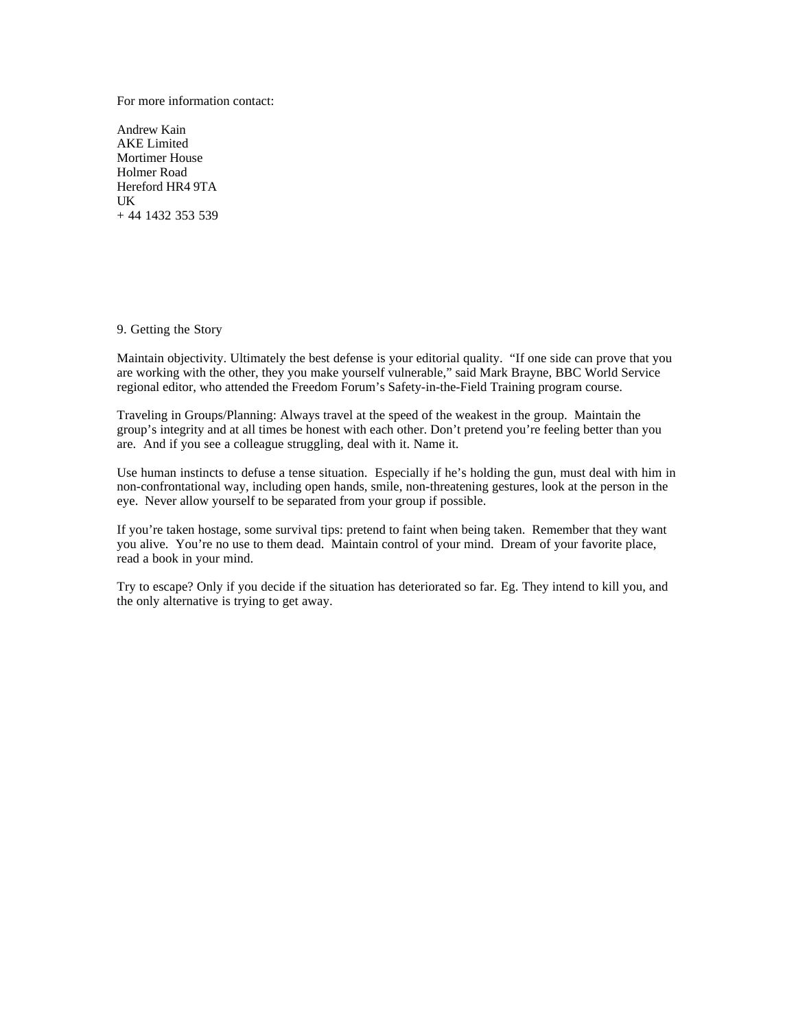For more information contact:

Andrew Kain
AKE Limited
Mortimer House
Holmer Road
Hereford HR4 9TA
UK
+ 44 1432 353 539

## 9. Getting the Story

Maintain objectivity. Ultimately the best defense is your editorial quality. "If one side can prove that you are working with the other, they you make yourself vulnerable," said Mark Brayne, BBC World Service regional editor, who attended the Freedom Forum's Safety-in-the-Field Training program course.

Traveling in Groups/Planning: Always travel at the speed of the weakest in the group. Maintain the group's integrity and at all times be honest with each other. Don't pretend you're feeling better than you are. And if you see a colleague struggling, deal with it. Name it.

Use human instincts to defuse a tense situation. Especially if he's holding the gun, must deal with him in non-confrontational way, including open hands, smile, non-threatening gestures, look at the person in the eye. Never allow yourself to be separated from your group if possible.

If you're taken hostage, some survival tips: pretend to faint when being taken. Remember that they want you alive. You're no use to them dead. Maintain control of your mind. Dream of your favorite place, read a book in your mind.

Try to escape? Only if you decide if the situation has deteriorated so far. Eg. They intend to kill you, and the only alternative is trying to get away.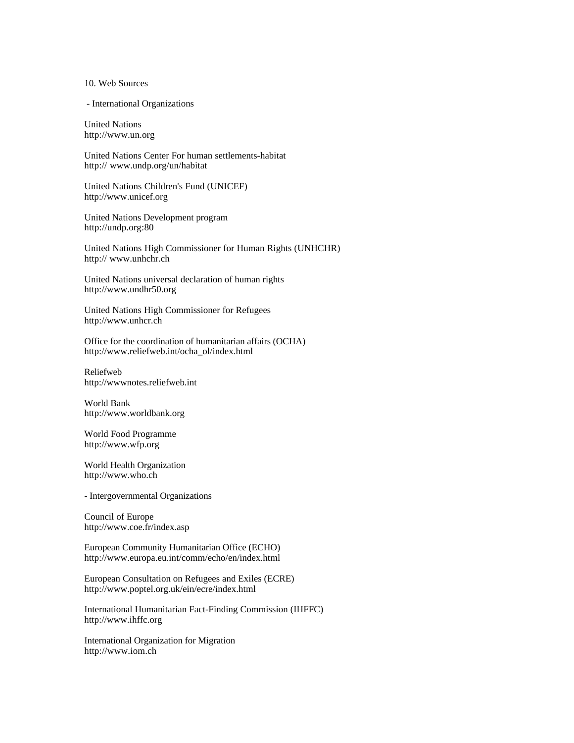## 10. Web Sources

- International Organizations

United Nations
http://www.un.org

United Nations Center For human settlements-habitat
http:// www.undp.org/un/habitat

United Nations Children's Fund (UNICEF)
http://www.unicef.org

United Nations Development program
http://undp.org:80

United Nations High Commissioner for Human Rights (UNHCHR)
http:// www.unhchr.ch

United Nations universal declaration of human rights
http://www.undhr50.org

United Nations High Commissioner for Refugees
http://www.unhcr.ch

Office for the coordination of humanitarian affairs (OCHA)
http://www.reliefweb.int/ocha_ol/index.html

Reliefweb
http://wwwnotes.reliefweb.int

World Bank
http://www.worldbank.org

World Food Programme
http://www.wfp.org

World Health Organization
http://www.who.ch

- Intergovernmental Organizations

Council of Europe
http://www.coe.fr/index.asp

European Community Humanitarian Office (ECHO)
http://www.europa.eu.int/comm/echo/en/index.html

European Consultation on Refugees and Exiles (ECRE)
http://www.poptel.org.uk/ein/ecre/index.html

International Humanitarian Fact-Finding Commission (IHFFC)
http://www.ihffc.org

International Organization for Migration
http://www.iom.ch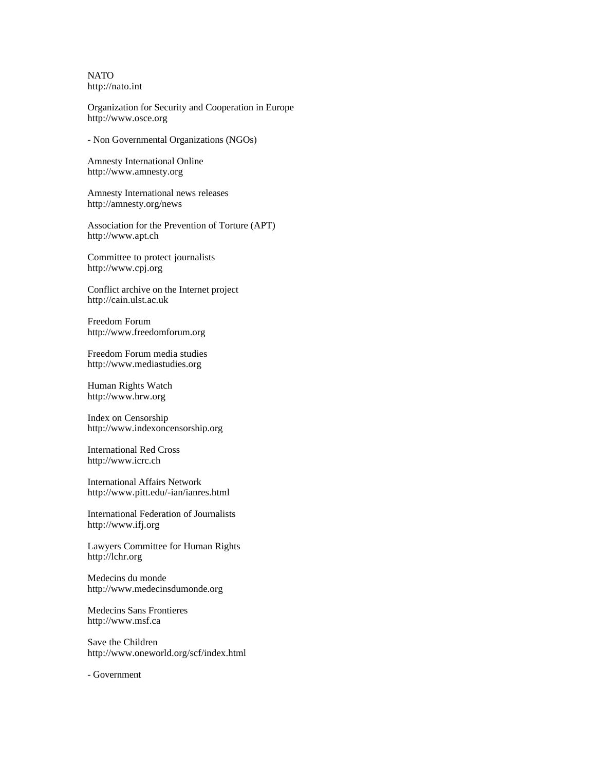NATO
http://nato.int

Organization for Security and Cooperation in Europe
http://www.osce.org

- Non Governmental Organizations (NGOs)

Amnesty International Online
http://www.amnesty.org

Amnesty International news releases
http://amnesty.org/news

Association for the Prevention of Torture (APT)
http://www.apt.ch

Committee to protect journalists
http://www.cpj.org

Conflict archive on the Internet project
http://cain.ulst.ac.uk

Freedom Forum
http://www.freedomforum.org

Freedom Forum media studies
http://www.mediastudies.org

Human Rights Watch
http://www.hrw.org

Index on Censorship
http://www.indexoncensorship.org

International Red Cross
http://www.icrc.ch

International Affairs Network
http://www.pitt.edu/-ian/ianres.html

International Federation of Journalists
http://www.ifj.org

Lawyers Committee for Human Rights
http://lchr.org

Medecins du monde
http://www.medecinsdumonde.org

Medecins Sans Frontieres
http://www.msf.ca

Save the Children
http://www.oneworld.org/scf/index.html

- Government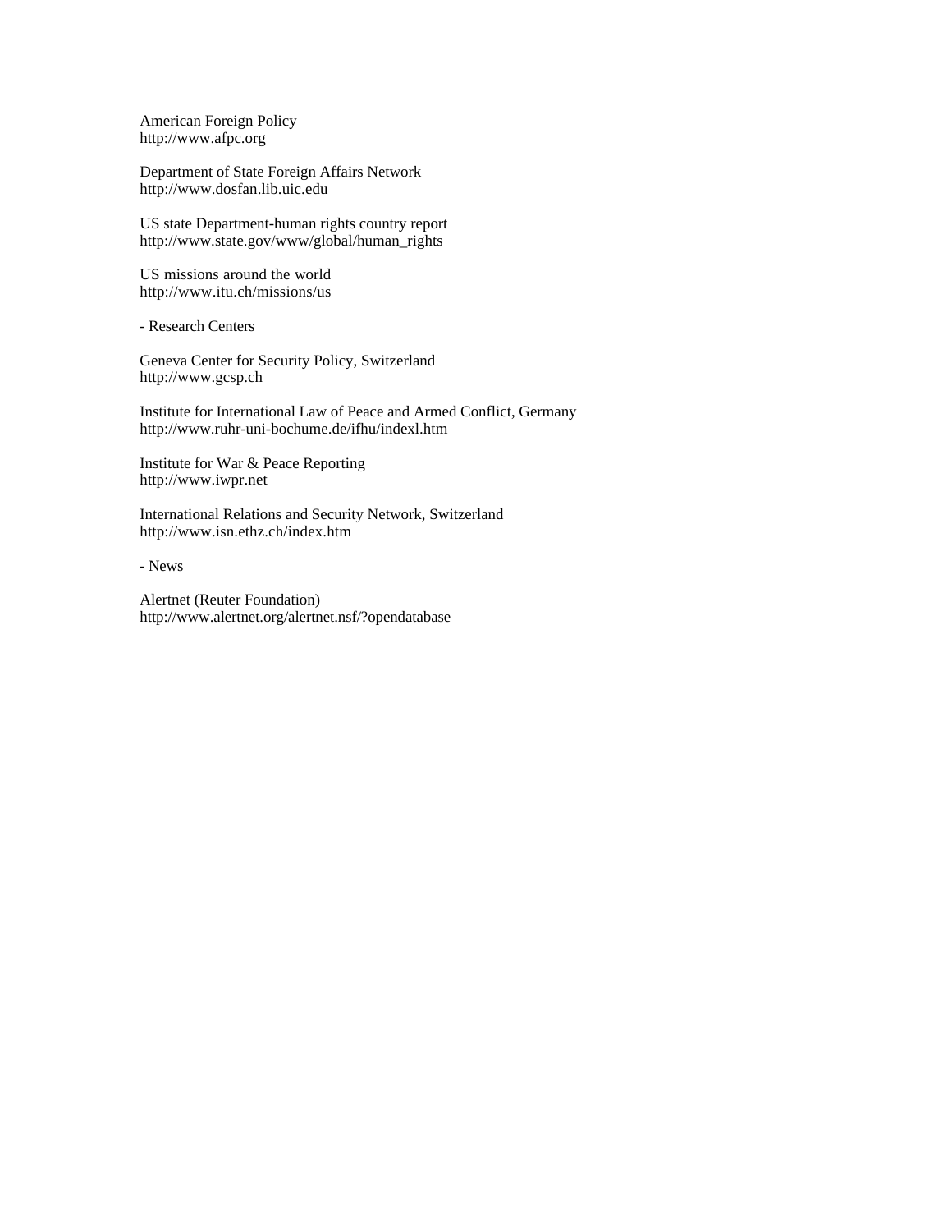American Foreign Policy
http://www.afpc.org

Department of State Foreign Affairs Network
http://www.dosfan.lib.uic.edu

US state Department-human rights country report
http://www.state.gov/www/global/human_rights

US missions around the world
http://www.itu.ch/missions/us

- Research Centers

Geneva Center for Security Policy, Switzerland
http://www.gcsp.ch

Institute for International Law of Peace and Armed Conflict, Germany
http://www.ruhr-uni-bochume.de/ifhu/indexl.htm

Institute for War & Peace Reporting
http://www.iwpr.net

International Relations and Security Network, Switzerland
http://www.isn.ethz.ch/index.htm

- News

Alertnet (Reuter Foundation)
http://www.alertnet.org/alertnet.nsf/?opendatabase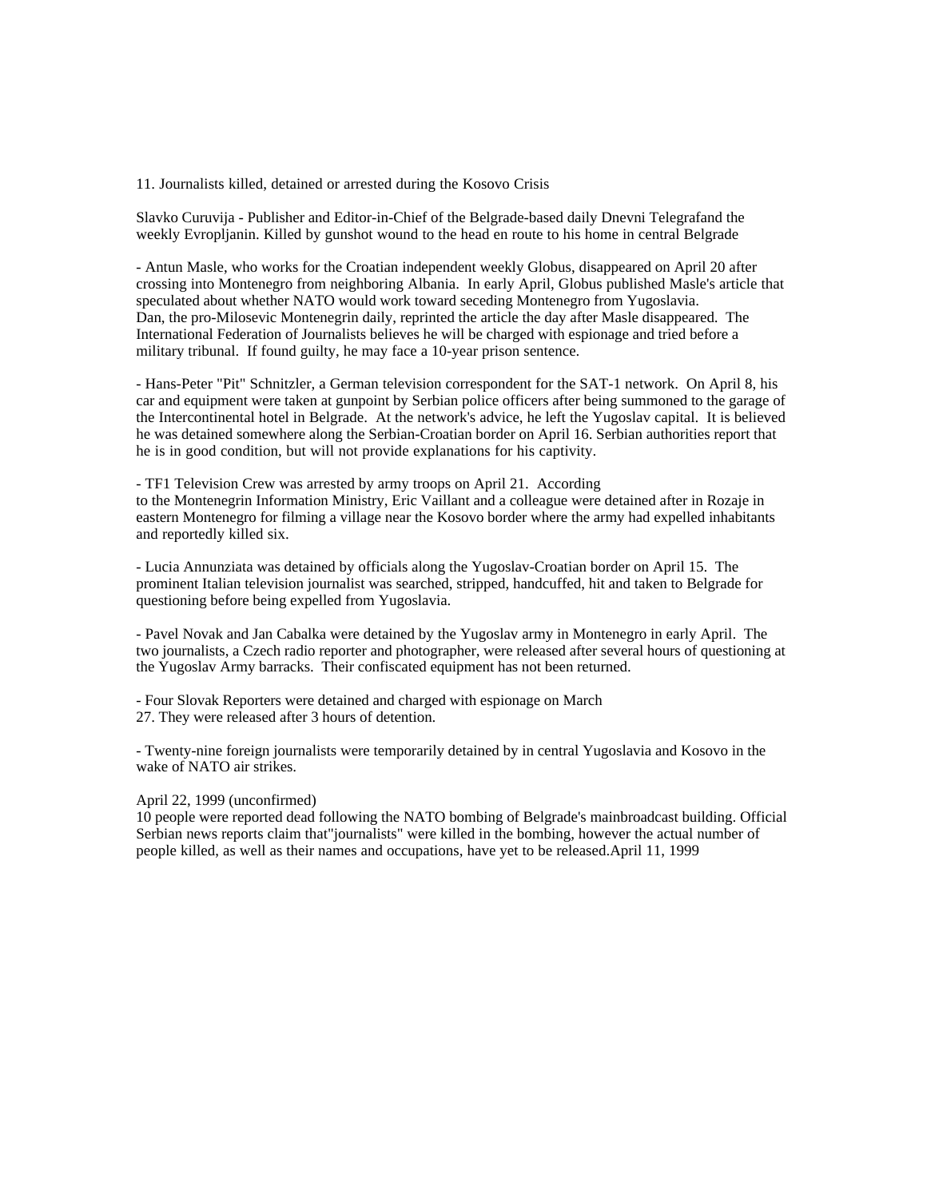11. Journalists killed, detained or arrested during the Kosovo Crisis

Slavko Curuvija - Publisher and Editor-in-Chief of the Belgrade-based daily Dnevni Telegrafand the weekly Evropljanin. Killed by gunshot wound to the head en route to his home in central Belgrade

- Antun Masle, who works for the Croatian independent weekly Globus, disappeared on April 20 after crossing into Montenegro from neighboring Albania. In early April, Globus published Masle's article that speculated about whether NATO would work toward seceding Montenegro from Yugoslavia. Dan, the pro-Milosevic Montenegrin daily, reprinted the article the day after Masle disappeared. The International Federation of Journalists believes he will be charged with espionage and tried before a military tribunal. If found guilty, he may face a 10-year prison sentence.

- Hans-Peter "Pit" Schnitzler, a German television correspondent for the SAT-1 network. On April 8, his car and equipment were taken at gunpoint by Serbian police officers after being summoned to the garage of the Intercontinental hotel in Belgrade. At the network's advice, he left the Yugoslav capital. It is believed he was detained somewhere along the Serbian-Croatian border on April 16. Serbian authorities report that he is in good condition, but will not provide explanations for his captivity.

- TF1 Television Crew was arrested by army troops on April 21. According to the Montenegrin Information Ministry, Eric Vaillant and a colleague were detained after in Rozaje in eastern Montenegro for filming a village near the Kosovo border where the army had expelled inhabitants and reportedly killed six.

- Lucia Annunziata was detained by officials along the Yugoslav-Croatian border on April 15. The prominent Italian television journalist was searched, stripped, handcuffed, hit and taken to Belgrade for questioning before being expelled from Yugoslavia.

- Pavel Novak and Jan Cabalka were detained by the Yugoslav army in Montenegro in early April. The two journalists, a Czech radio reporter and photographer, were released after several hours of questioning at the Yugoslav Army barracks. Their confiscated equipment has not been returned.

- Four Slovak Reporters were detained and charged with espionage on March 27. They were released after 3 hours of detention.

- Twenty-nine foreign journalists were temporarily detained by in central Yugoslavia and Kosovo in the wake of NATO air strikes.

April 22, 1999 (unconfirmed)
10 people were reported dead following the NATO bombing of Belgrade's mainbroadcast building. Official Serbian news reports claim that"journalists" were killed in the bombing, however the actual number of people killed, as well as their names and occupations, have yet to be released.April 11, 1999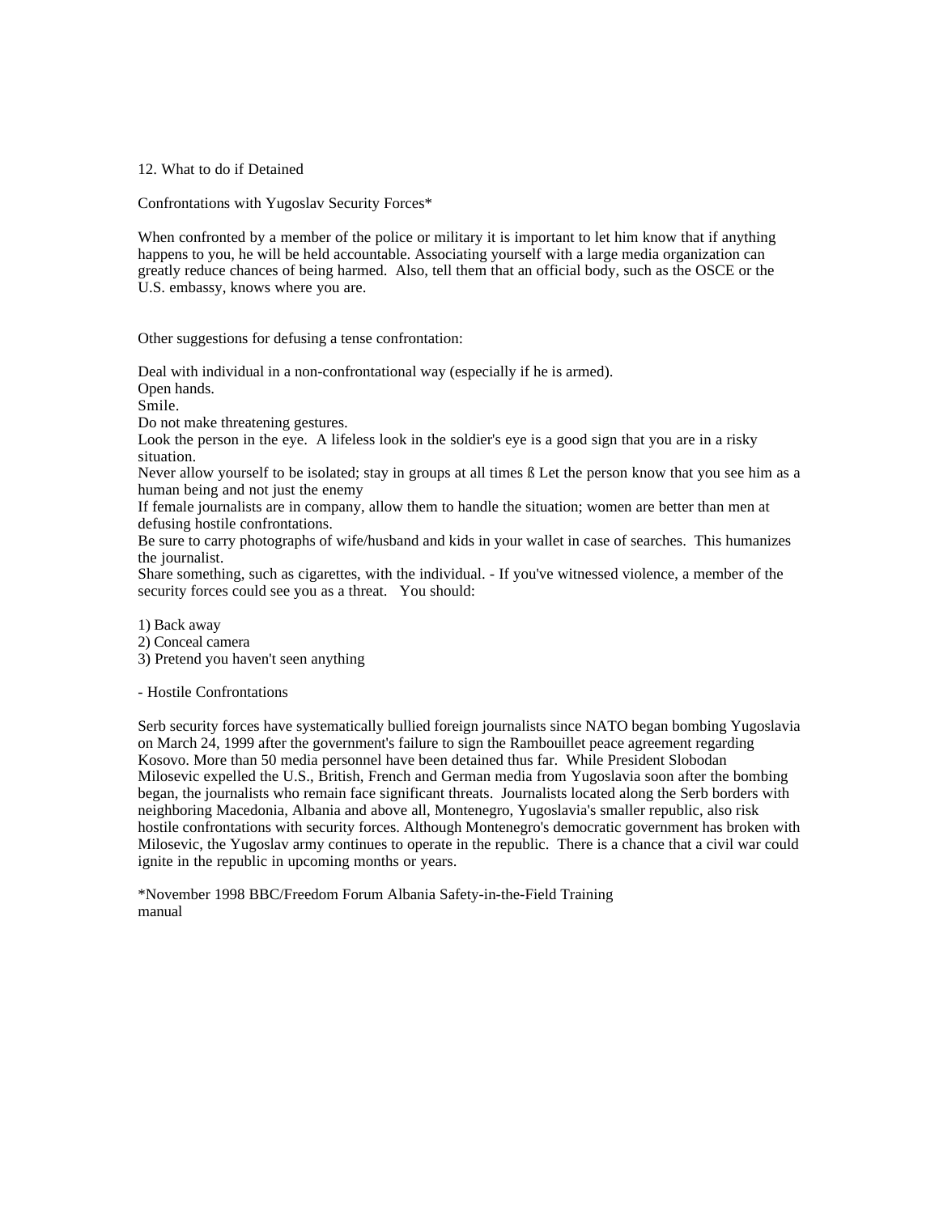## 12. What to do if Detained

### Confrontations with Yugoslav Security Forces*

When confronted by a member of the police or military it is important to let him know that if anything happens to you, he will be held accountable. Associating yourself with a large media organization can greatly reduce chances of being harmed. Also, tell them that an official body, such as the OSCE or the U.S. embassy, knows where you are.

Other suggestions for defusing a tense confrontation:

Deal with individual in a non-confrontational way (especially if he is armed).
Open hands.
Smile.
Do not make threatening gestures.
Look the person in the eye. A lifeless look in the soldier's eye is a good sign that you are in a risky situation.
Never allow yourself to be isolated; stay in groups at all times ß Let the person know that you see him as a human being and not just the enemy
If female journalists are in company, allow them to handle the situation; women are better than men at defusing hostile confrontations.
Be sure to carry photographs of wife/husband and kids in your wallet in case of searches. This humanizes the journalist.
Share something, such as cigarettes, with the individual. - If you've witnessed violence, a member of the security forces could see you as a threat. You should:

1) Back away
2) Conceal camera
3) Pretend you haven't seen anything

- Hostile Confrontations

Serb security forces have systematically bullied foreign journalists since NATO began bombing Yugoslavia on March 24, 1999 after the government's failure to sign the Rambouillet peace agreement regarding Kosovo. More than 50 media personnel have been detained thus far. While President Slobodan Milosevic expelled the U.S., British, French and German media from Yugoslavia soon after the bombing began, the journalists who remain face significant threats. Journalists located along the Serb borders with neighboring Macedonia, Albania and above all, Montenegro, Yugoslavia's smaller republic, also risk hostile confrontations with security forces. Although Montenegro's democratic government has broken with Milosevic, the Yugoslav army continues to operate in the republic. There is a chance that a civil war could ignite in the republic in upcoming months or years.

*November 1998 BBC/Freedom Forum Albania Safety-in-the-Field Training manual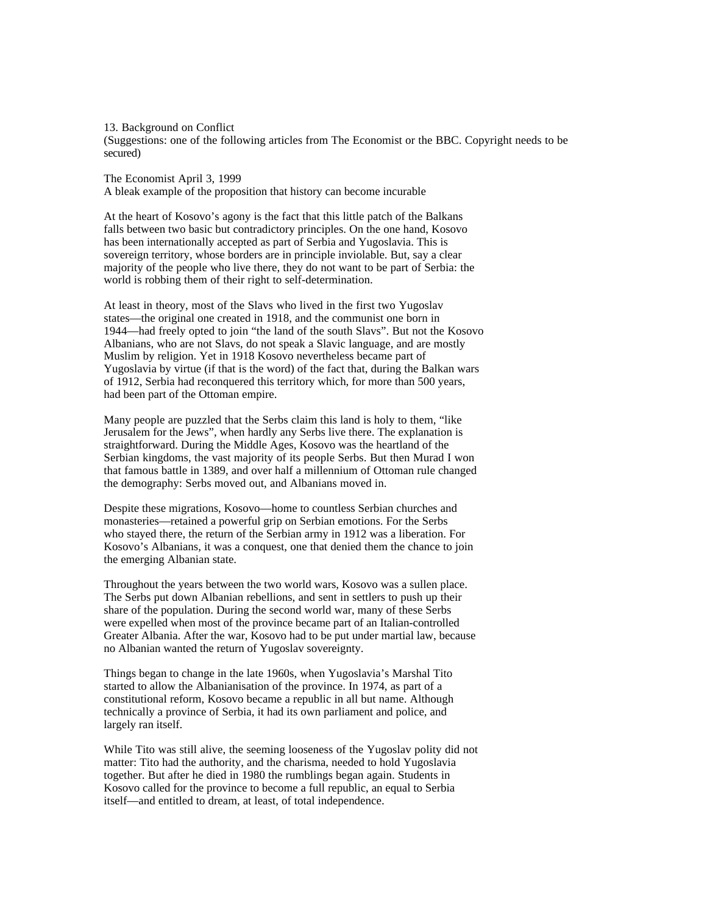## 13. Background on Conflict

(Suggestions: one of the following articles from The Economist or the BBC. Copyright needs to be secured)

The Economist April 3, 1999
A bleak example of the proposition that history can become incurable

At the heart of Kosovo's agony is the fact that this little patch of the Balkans falls between two basic but contradictory principles. On the one hand, Kosovo has been internationally accepted as part of Serbia and Yugoslavia. This is sovereign territory, whose borders are in principle inviolable. But, say a clear majority of the people who live there, they do not want to be part of Serbia: the world is robbing them of their right to self-determination.

At least in theory, most of the Slavs who lived in the first two Yugoslav states—the original one created in 1918, and the communist one born in 1944—had freely opted to join "the land of the south Slavs". But not the Kosovo Albanians, who are not Slavs, do not speak a Slavic language, and are mostly Muslim by religion. Yet in 1918 Kosovo nevertheless became part of Yugoslavia by virtue (if that is the word) of the fact that, during the Balkan wars of 1912, Serbia had reconquered this territory which, for more than 500 years, had been part of the Ottoman empire.

Many people are puzzled that the Serbs claim this land is holy to them, "like Jerusalem for the Jews", when hardly any Serbs live there. The explanation is straightforward. During the Middle Ages, Kosovo was the heartland of the Serbian kingdoms, the vast majority of its people Serbs. But then Murad I won that famous battle in 1389, and over half a millennium of Ottoman rule changed the demography: Serbs moved out, and Albanians moved in.

Despite these migrations, Kosovo—home to countless Serbian churches and monasteries—retained a powerful grip on Serbian emotions. For the Serbs who stayed there, the return of the Serbian army in 1912 was a liberation. For Kosovo's Albanians, it was a conquest, one that denied them the chance to join the emerging Albanian state.

Throughout the years between the two world wars, Kosovo was a sullen place. The Serbs put down Albanian rebellions, and sent in settlers to push up their share of the population. During the second world war, many of these Serbs were expelled when most of the province became part of an Italian-controlled Greater Albania. After the war, Kosovo had to be put under martial law, because no Albanian wanted the return of Yugoslav sovereignty.

Things began to change in the late 1960s, when Yugoslavia's Marshal Tito started to allow the Albanianisation of the province. In 1974, as part of a constitutional reform, Kosovo became a republic in all but name. Although technically a province of Serbia, it had its own parliament and police, and largely ran itself.

While Tito was still alive, the seeming looseness of the Yugoslav polity did not matter: Tito had the authority, and the charisma, needed to hold Yugoslavia together. But after he died in 1980 the rumblings began again. Students in Kosovo called for the province to become a full republic, an equal to Serbia itself—and entitled to dream, at least, of total independence.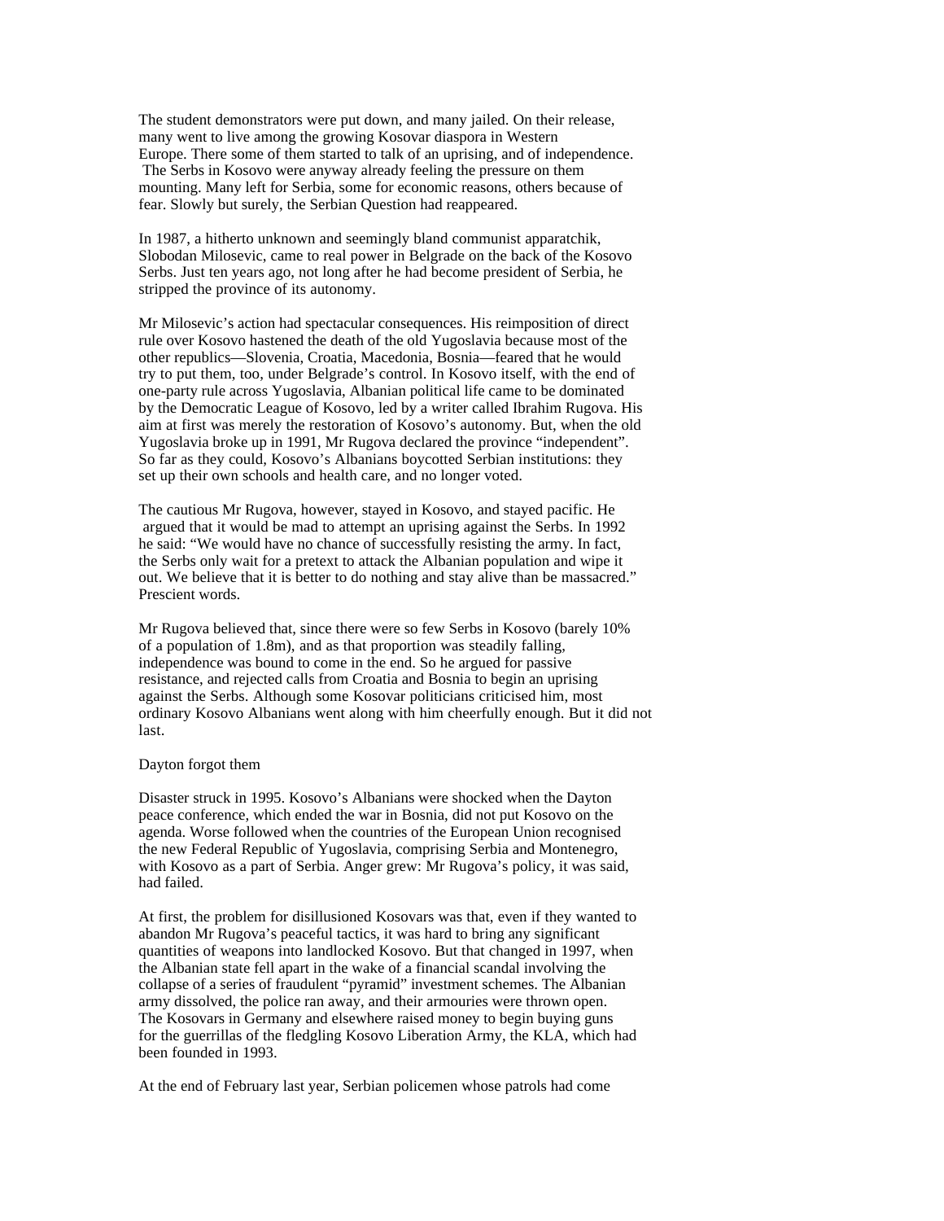The student demonstrators were put down, and many jailed. On their release, many went to live among the growing Kosovar diaspora in Western Europe. There some of them started to talk of an uprising, and of independence. The Serbs in Kosovo were anyway already feeling the pressure on them mounting. Many left for Serbia, some for economic reasons, others because of fear. Slowly but surely, the Serbian Question had reappeared.

In 1987, a hitherto unknown and seemingly bland communist apparatchik, Slobodan Milosevic, came to real power in Belgrade on the back of the Kosovo Serbs. Just ten years ago, not long after he had become president of Serbia, he stripped the province of its autonomy.

Mr Milosevic's action had spectacular consequences. His reimposition of direct rule over Kosovo hastened the death of the old Yugoslavia because most of the other republics—Slovenia, Croatia, Macedonia, Bosnia—feared that he would try to put them, too, under Belgrade's control. In Kosovo itself, with the end of one-party rule across Yugoslavia, Albanian political life came to be dominated by the Democratic League of Kosovo, led by a writer called Ibrahim Rugova. His aim at first was merely the restoration of Kosovo's autonomy. But, when the old Yugoslavia broke up in 1991, Mr Rugova declared the province "independent". So far as they could, Kosovo's Albanians boycotted Serbian institutions: they set up their own schools and health care, and no longer voted.

The cautious Mr Rugova, however, stayed in Kosovo, and stayed pacific. He argued that it would be mad to attempt an uprising against the Serbs. In 1992 he said: "We would have no chance of successfully resisting the army. In fact, the Serbs only wait for a pretext to attack the Albanian population and wipe it out. We believe that it is better to do nothing and stay alive than be massacred." Prescient words.

Mr Rugova believed that, since there were so few Serbs in Kosovo (barely 10% of a population of 1.8m), and as that proportion was steadily falling, independence was bound to come in the end. So he argued for passive resistance, and rejected calls from Croatia and Bosnia to begin an uprising against the Serbs. Although some Kosovar politicians criticised him, most ordinary Kosovo Albanians went along with him cheerfully enough. But it did not last.

Dayton forgot them

Disaster struck in 1995. Kosovo's Albanians were shocked when the Dayton peace conference, which ended the war in Bosnia, did not put Kosovo on the agenda. Worse followed when the countries of the European Union recognised the new Federal Republic of Yugoslavia, comprising Serbia and Montenegro, with Kosovo as a part of Serbia. Anger grew: Mr Rugova's policy, it was said, had failed.

At first, the problem for disillusioned Kosovars was that, even if they wanted to abandon Mr Rugova's peaceful tactics, it was hard to bring any significant quantities of weapons into landlocked Kosovo. But that changed in 1997, when the Albanian state fell apart in the wake of a financial scandal involving the collapse of a series of fraudulent "pyramid" investment schemes. The Albanian army dissolved, the police ran away, and their armouries were thrown open. The Kosovars in Germany and elsewhere raised money to begin buying guns for the guerrillas of the fledgling Kosovo Liberation Army, the KLA, which had been founded in 1993.

At the end of February last year, Serbian policemen whose patrols had come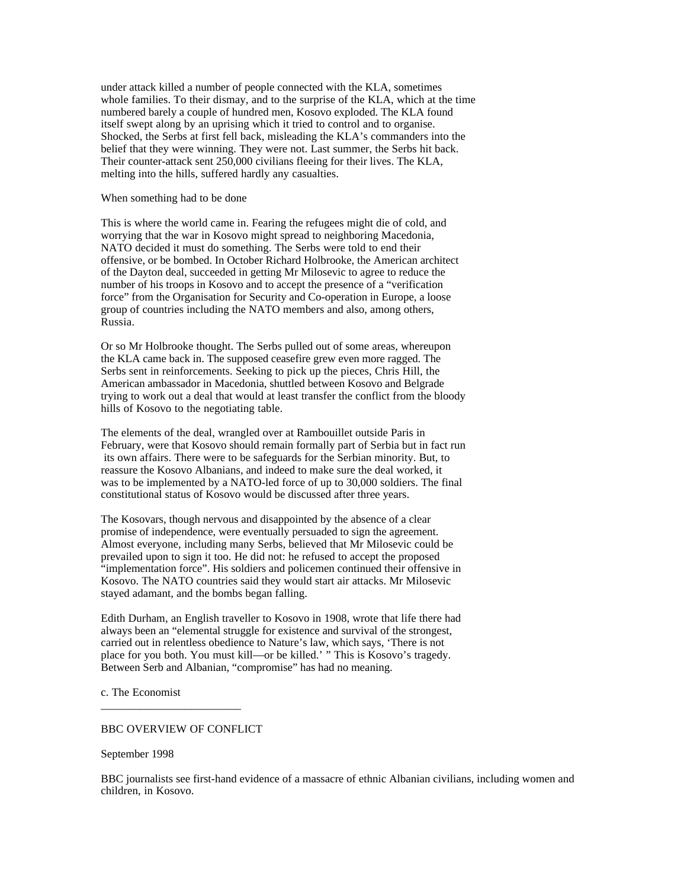under attack killed a number of people connected with the KLA, sometimes whole families. To their dismay, and to the surprise of the KLA, which at the time numbered barely a couple of hundred men, Kosovo exploded. The KLA found itself swept along by an uprising which it tried to control and to organise. Shocked, the Serbs at first fell back, misleading the KLA's commanders into the belief that they were winning. They were not. Last summer, the Serbs hit back. Their counter-attack sent 250,000 civilians fleeing for their lives. The KLA, melting into the hills, suffered hardly any casualties.

When something had to be done

This is where the world came in. Fearing the refugees might die of cold, and worrying that the war in Kosovo might spread to neighboring Macedonia, NATO decided it must do something. The Serbs were told to end their offensive, or be bombed. In October Richard Holbrooke, the American architect of the Dayton deal, succeeded in getting Mr Milosevic to agree to reduce the number of his troops in Kosovo and to accept the presence of a "verification force" from the Organisation for Security and Co-operation in Europe, a loose group of countries including the NATO members and also, among others, Russia.

Or so Mr Holbrooke thought. The Serbs pulled out of some areas, whereupon the KLA came back in. The supposed ceasefire grew even more ragged. The Serbs sent in reinforcements. Seeking to pick up the pieces, Chris Hill, the American ambassador in Macedonia, shuttled between Kosovo and Belgrade trying to work out a deal that would at least transfer the conflict from the bloody hills of Kosovo to the negotiating table.

The elements of the deal, wrangled over at Rambouillet outside Paris in February, were that Kosovo should remain formally part of Serbia but in fact run its own affairs. There were to be safeguards for the Serbian minority. But, to reassure the Kosovo Albanians, and indeed to make sure the deal worked, it was to be implemented by a NATO-led force of up to 30,000 soldiers. The final constitutional status of Kosovo would be discussed after three years.

The Kosovars, though nervous and disappointed by the absence of a clear promise of independence, were eventually persuaded to sign the agreement. Almost everyone, including many Serbs, believed that Mr Milosevic could be prevailed upon to sign it too. He did not: he refused to accept the proposed "implementation force". His soldiers and policemen continued their offensive in Kosovo. The NATO countries said they would start air attacks. Mr Milosevic stayed adamant, and the bombs began falling.

Edith Durham, an English traveller to Kosovo in 1908, wrote that life there had always been an "elemental struggle for existence and survival of the strongest, carried out in relentless obedience to Nature's law, which says, 'There is not place for you both. You must kill—or be killed.' " This is Kosovo's tragedy. Between Serb and Albanian, "compromise" has had no meaning.

c. The Economist

---

BBC OVERVIEW OF CONFLICT

September 1998

BBC journalists see first-hand evidence of a massacre of ethnic Albanian civilians, including women and children, in Kosovo.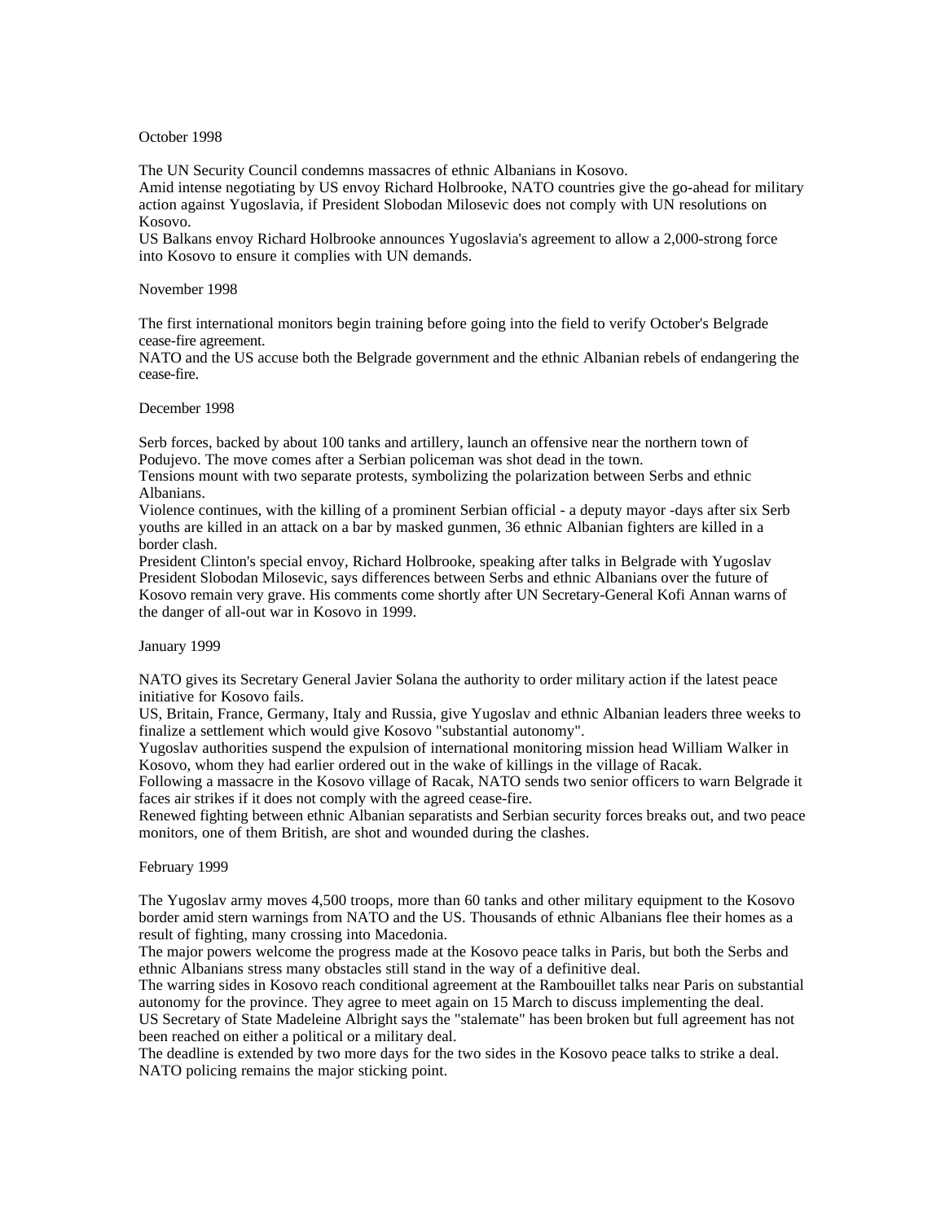October 1998

The UN Security Council condemns massacres of ethnic Albanians in Kosovo.
Amid intense negotiating by US envoy Richard Holbrooke, NATO countries give the go-ahead for military action against Yugoslavia, if President Slobodan Milosevic does not comply with UN resolutions on Kosovo.
US Balkans envoy Richard Holbrooke announces Yugoslavia's agreement to allow a 2,000-strong force into Kosovo to ensure it complies with UN demands.

November 1998

The first international monitors begin training before going into the field to verify October's Belgrade cease-fire agreement.
NATO and the US accuse both the Belgrade government and the ethnic Albanian rebels of endangering the cease-fire.

December 1998

Serb forces, backed by about 100 tanks and artillery, launch an offensive near the northern town of Podujevo. The move comes after a Serbian policeman was shot dead in the town.
Tensions mount with two separate protests, symbolizing the polarization between Serbs and ethnic Albanians.
Violence continues, with the killing of a prominent Serbian official - a deputy mayor -days after six Serb youths are killed in an attack on a bar by masked gunmen, 36 ethnic Albanian fighters are killed in a border clash.
President Clinton's special envoy, Richard Holbrooke, speaking after talks in Belgrade with Yugoslav President Slobodan Milosevic, says differences between Serbs and ethnic Albanians over the future of Kosovo remain very grave. His comments come shortly after UN Secretary-General Kofi Annan warns of the danger of all-out war in Kosovo in 1999.

January 1999

NATO gives its Secretary General Javier Solana the authority to order military action if the latest peace initiative for Kosovo fails.
US, Britain, France, Germany, Italy and Russia, give Yugoslav and ethnic Albanian leaders three weeks to finalize a settlement which would give Kosovo "substantial autonomy".
Yugoslav authorities suspend the expulsion of international monitoring mission head William Walker in Kosovo, whom they had earlier ordered out in the wake of killings in the village of Racak.
Following a massacre in the Kosovo village of Racak, NATO sends two senior officers to warn Belgrade it faces air strikes if it does not comply with the agreed cease-fire.
Renewed fighting between ethnic Albanian separatists and Serbian security forces breaks out, and two peace monitors, one of them British, are shot and wounded during the clashes.

February 1999

The Yugoslav army moves 4,500 troops, more than 60 tanks and other military equipment to the Kosovo border amid stern warnings from NATO and the US. Thousands of ethnic Albanians flee their homes as a result of fighting, many crossing into Macedonia.
The major powers welcome the progress made at the Kosovo peace talks in Paris, but both the Serbs and ethnic Albanians stress many obstacles still stand in the way of a definitive deal.
The warring sides in Kosovo reach conditional agreement at the Rambouillet talks near Paris on substantial autonomy for the province. They agree to meet again on 15 March to discuss implementing the deal.
US Secretary of State Madeleine Albright says the "stalemate" has been broken but full agreement has not been reached on either a political or a military deal.
The deadline is extended by two more days for the two sides in the Kosovo peace talks to strike a deal. NATO policing remains the major sticking point.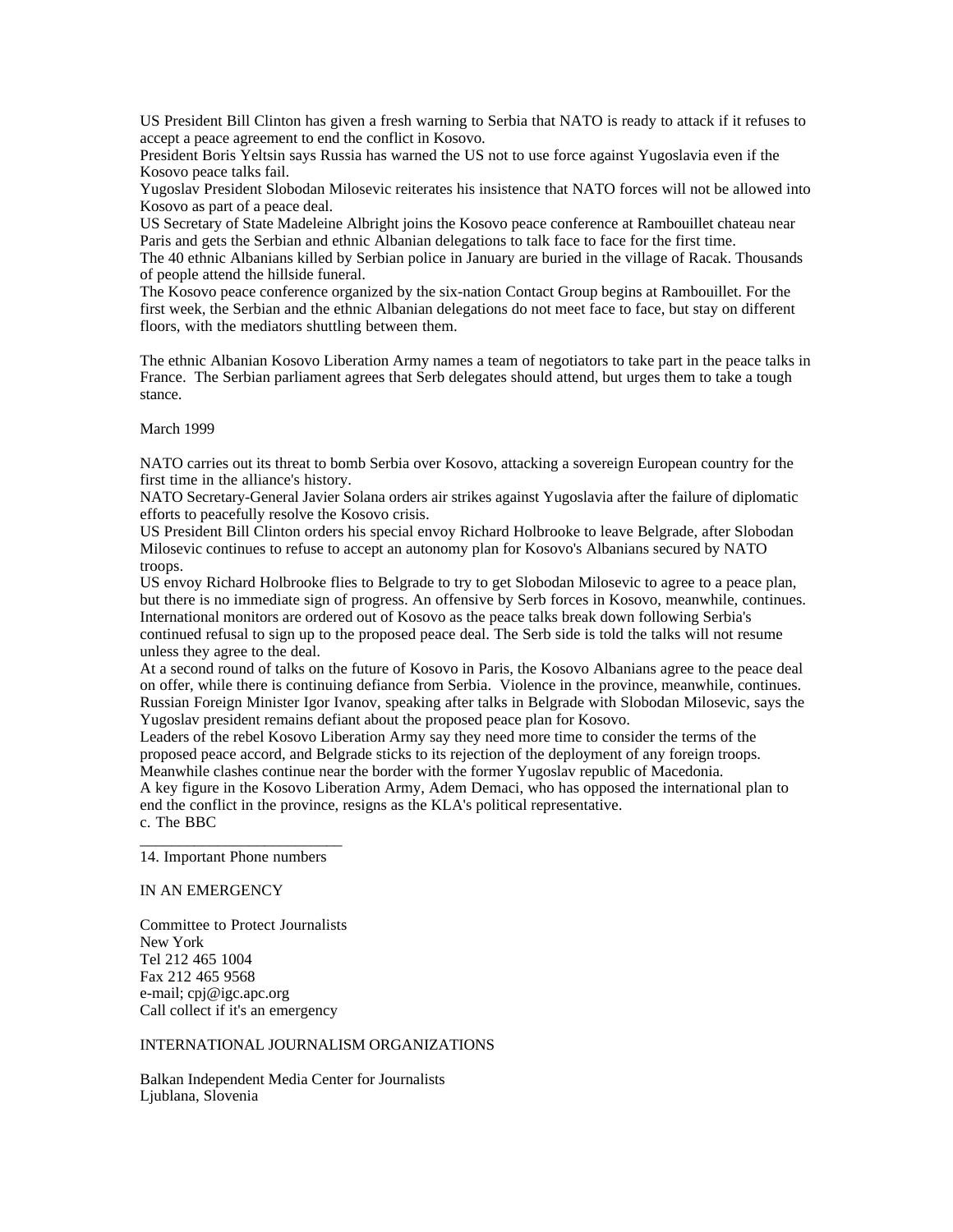US President Bill Clinton has given a fresh warning to Serbia that NATO is ready to attack if it refuses to accept a peace agreement to end the conflict in Kosovo.
President Boris Yeltsin says Russia has warned the US not to use force against Yugoslavia even if the Kosovo peace talks fail.
Yugoslav President Slobodan Milosevic reiterates his insistence that NATO forces will not be allowed into Kosovo as part of a peace deal.
US Secretary of State Madeleine Albright joins the Kosovo peace conference at Rambouillet chateau near Paris and gets the Serbian and ethnic Albanian delegations to talk face to face for the first time.
The 40 ethnic Albanians killed by Serbian police in January are buried in the village of Racak. Thousands of people attend the hillside funeral.
The Kosovo peace conference organized by the six-nation Contact Group begins at Rambouillet. For the first week, the Serbian and the ethnic Albanian delegations do not meet face to face, but stay on different floors, with the mediators shuttling between them.

The ethnic Albanian Kosovo Liberation Army names a team of negotiators to take part in the peace talks in France. The Serbian parliament agrees that Serb delegates should attend, but urges them to take a tough stance.

March 1999

NATO carries out its threat to bomb Serbia over Kosovo, attacking a sovereign European country for the first time in the alliance's history.
NATO Secretary-General Javier Solana orders air strikes against Yugoslavia after the failure of diplomatic efforts to peacefully resolve the Kosovo crisis.
US President Bill Clinton orders his special envoy Richard Holbrooke to leave Belgrade, after Slobodan Milosevic continues to refuse to accept an autonomy plan for Kosovo's Albanians secured by NATO troops.
US envoy Richard Holbrooke flies to Belgrade to try to get Slobodan Milosevic to agree to a peace plan, but there is no immediate sign of progress. An offensive by Serb forces in Kosovo, meanwhile, continues.
International monitors are ordered out of Kosovo as the peace talks break down following Serbia's continued refusal to sign up to the proposed peace deal. The Serb side is told the talks will not resume unless they agree to the deal.
At a second round of talks on the future of Kosovo in Paris, the Kosovo Albanians agree to the peace deal on offer, while there is continuing defiance from Serbia. Violence in the province, meanwhile, continues.
Russian Foreign Minister Igor Ivanov, speaking after talks in Belgrade with Slobodan Milosevic, says the Yugoslav president remains defiant about the proposed peace plan for Kosovo.
Leaders of the rebel Kosovo Liberation Army say they need more time to consider the terms of the proposed peace accord, and Belgrade sticks to its rejection of the deployment of any foreign troops.
Meanwhile clashes continue near the border with the former Yugoslav republic of Macedonia.
A key figure in the Kosovo Liberation Army, Adem Demaci, who has opposed the international plan to end the conflict in the province, resigns as the KLA's political representative.
c. The BBC

___________________________

14. Important Phone numbers

IN AN EMERGENCY

Committee to Protect Journalists
New York
Tel 212 465 1004
Fax 212 465 9568
e-mail; cpj@igc.apc.org
Call collect if it's an emergency

INTERNATIONAL JOURNALISM ORGANIZATIONS

Balkan Independent Media Center for Journalists
Ljublana, Slovenia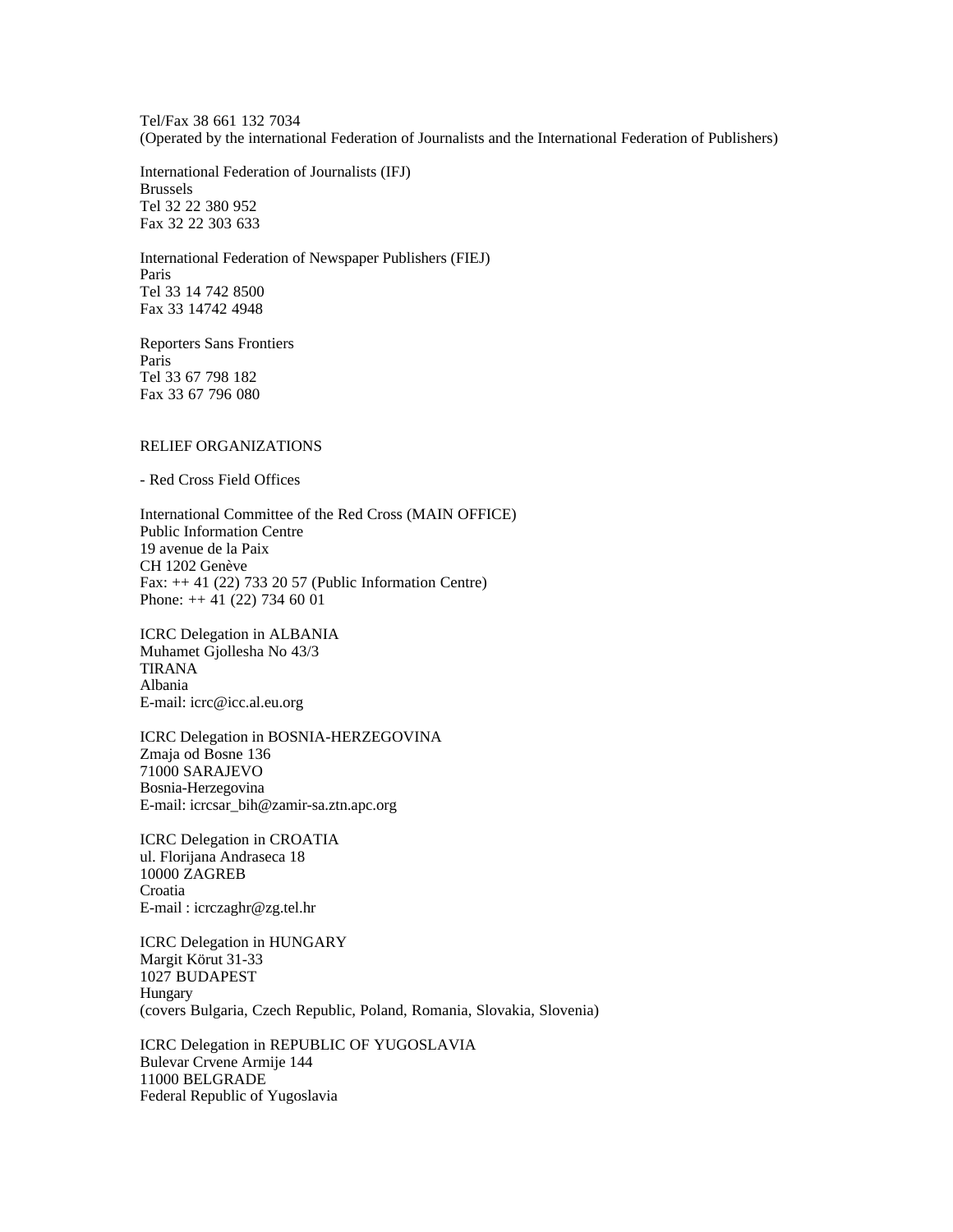Tel/Fax 38 661 132 7034
(Operated by the international Federation of Journalists and the International Federation of Publishers)

International Federation of Journalists (IFJ)
Brussels
Tel 32 22 380 952
Fax 32 22 303 633

International Federation of Newspaper Publishers (FIEJ)
Paris
Tel 33 14 742 8500
Fax 33 14742 4948

Reporters Sans Frontiers
Paris
Tel 33 67 798 182
Fax 33 67 796 080

RELIEF ORGANIZATIONS

- Red Cross Field Offices

International Committee of the Red Cross (MAIN OFFICE)
Public Information Centre
19 avenue de la Paix
CH 1202 Genève
Fax: ++ 41 (22) 733 20 57 (Public Information Centre)
Phone: ++ 41 (22) 734 60 01

ICRC Delegation in ALBANIA
Muhamet Gjollesha No 43/3
TIRANA
Albania
E-mail: icrc@icc.al.eu.org

ICRC Delegation in BOSNIA-HERZEGOVINA
Zmaja od Bosne 136
71000 SARAJEVO
Bosnia-Herzegovina
E-mail: icrcsar_bih@zamir-sa.ztn.apc.org

ICRC Delegation in CROATIA
ul. Florijana Andraseca 18
10000 ZAGREB
Croatia
E-mail : icrczaghr@zg.tel.hr

ICRC Delegation in HUNGARY
Margit Körut 31-33
1027 BUDAPEST
Hungary
(covers Bulgaria, Czech Republic, Poland, Romania, Slovakia, Slovenia)

ICRC Delegation in REPUBLIC OF YUGOSLAVIA
Bulevar Crvene Armije 144
11000 BELGRADE
Federal Republic of Yugoslavia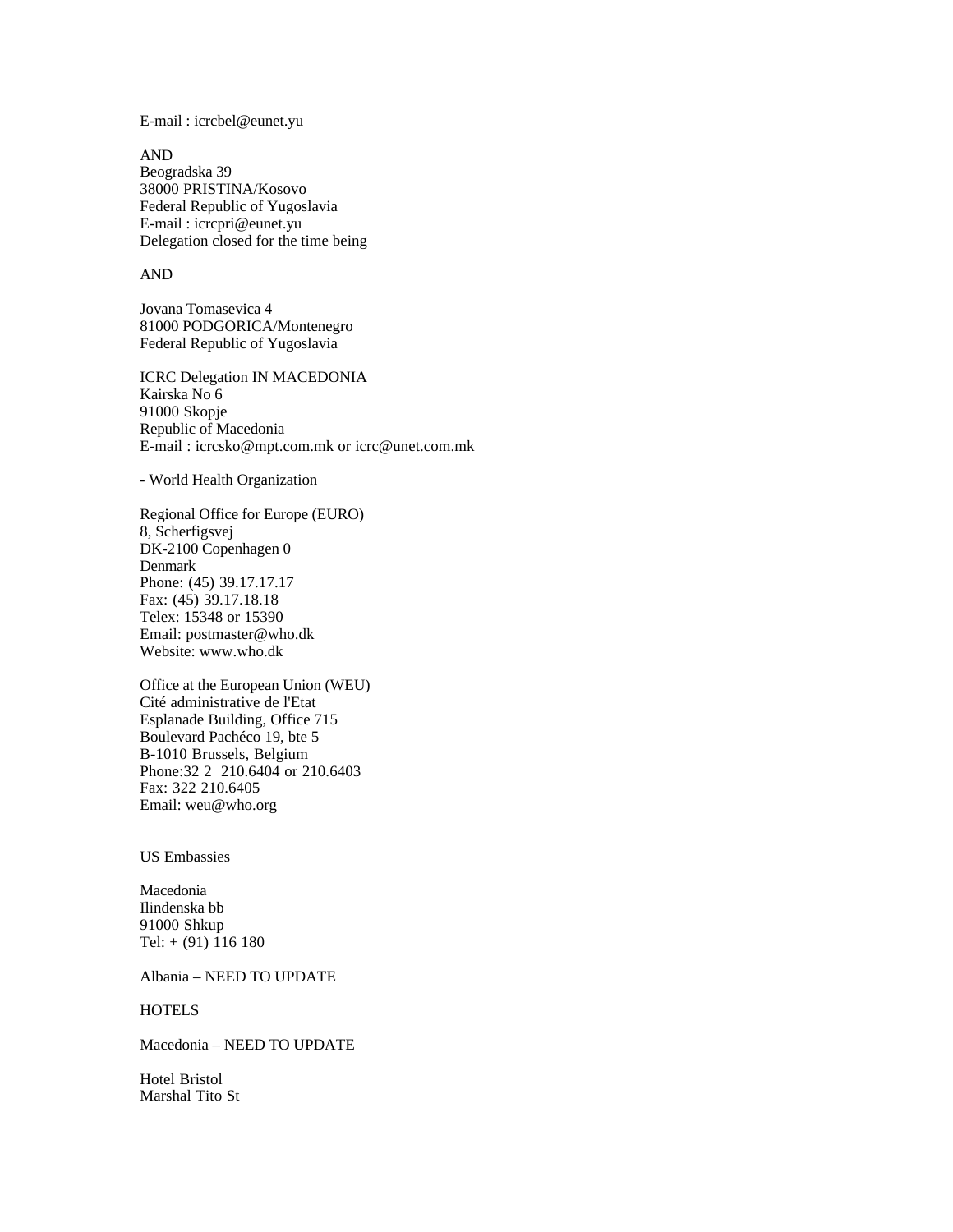E-mail : icrcbel@eunet.yu

AND
Beogradska 39
38000 PRISTINA/Kosovo
Federal Republic of Yugoslavia
E-mail : icrcpri@eunet.yu
Delegation closed for the time being

AND

Jovana Tomasevica 4
81000 PODGORICA/Montenegro
Federal Republic of Yugoslavia

ICRC Delegation IN MACEDONIA
Kairska No 6
91000 Skopje
Republic of Macedonia
E-mail : icrcsko@mpt.com.mk or icrc@unet.com.mk

- World Health Organization

Regional Office for Europe (EURO)
8, Scherfigsvej
DK-2100 Copenhagen 0
Denmark
Phone: (45) 39.17.17.17
Fax: (45) 39.17.18.18
Telex: 15348 or 15390
Email: postmaster@who.dk
Website: www.who.dk

Office at the European Union (WEU)
Cité administrative de l'Etat
Esplanade Building, Office 715
Boulevard Pachéco 19, bte 5
B-1010 Brussels, Belgium
Phone:32 2  210.6404 or 210.6403
Fax: 322 210.6405
Email: weu@who.org

US Embassies

Macedonia
Ilindenska bb
91000 Shkup
Tel: + (91) 116 180

Albania – NEED TO UPDATE

HOTELS

Macedonia – NEED TO UPDATE

Hotel Bristol
Marshal Tito St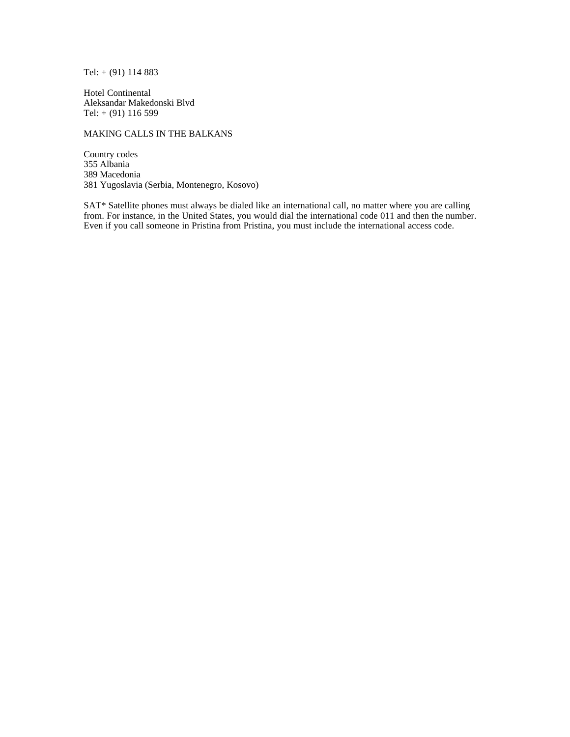Tel: + (91) 114 883

Hotel Continental
Aleksandar Makedonski Blvd
Tel: + (91) 116 599

MAKING CALLS IN THE BALKANS

Country codes
355 Albania
389 Macedonia
381 Yugoslavia (Serbia, Montenegro, Kosovo)

SAT* Satellite phones must always be dialed like an international call, no matter where you are calling from. For instance, in the United States, you would dial the international code 011 and then the number. Even if you call someone in Pristina from Pristina, you must include the international access code.